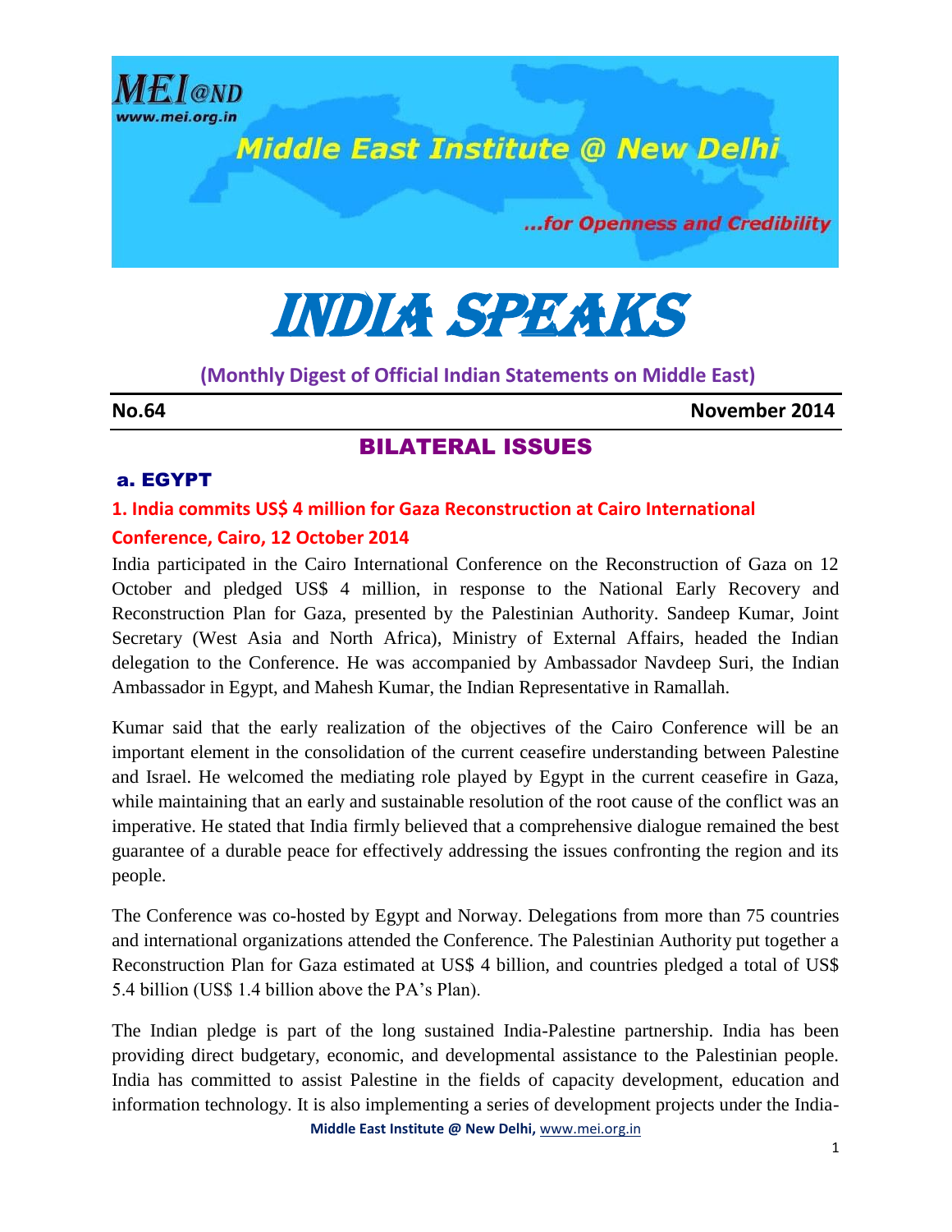MEI@ND
www.mei.org.in

Middle East Institute @ New Delhi

...for Openness and Credibility

# INDIA SPEAKS

**(Monthly Digest of Official Indian Statements on Middle East)**

**No.64** **November 2014**

## BILATERAL ISSUES

### a. EGYPT

#### 1. India commits US$ 4 million for Gaza Reconstruction at Cairo International Conference, Cairo, 12 October 2014

India participated in the Cairo International Conference on the Reconstruction of Gaza on 12 October and pledged US$ 4 million, in response to the National Early Recovery and Reconstruction Plan for Gaza, presented by the Palestinian Authority. Sandeep Kumar, Joint Secretary (West Asia and North Africa), Ministry of External Affairs, headed the Indian delegation to the Conference. He was accompanied by Ambassador Navdeep Suri, the Indian Ambassador in Egypt, and Mahesh Kumar, the Indian Representative in Ramallah.

Kumar said that the early realization of the objectives of the Cairo Conference will be an important element in the consolidation of the current ceasefire understanding between Palestine and Israel. He welcomed the mediating role played by Egypt in the current ceasefire in Gaza, while maintaining that an early and sustainable resolution of the root cause of the conflict was an imperative. He stated that India firmly believed that a comprehensive dialogue remained the best guarantee of a durable peace for effectively addressing the issues confronting the region and its people.

The Conference was co-hosted by Egypt and Norway. Delegations from more than 75 countries and international organizations attended the Conference. The Palestinian Authority put together a Reconstruction Plan for Gaza estimated at US$ 4 billion, and countries pledged a total of US$ 5.4 billion (US$ 1.4 billion above the PA's Plan).

The Indian pledge is part of the long sustained India-Palestine partnership. India has been providing direct budgetary, economic, and developmental assistance to the Palestinian people. India has committed to assist Palestine in the fields of capacity development, education and information technology. It is also implementing a series of development projects under the India-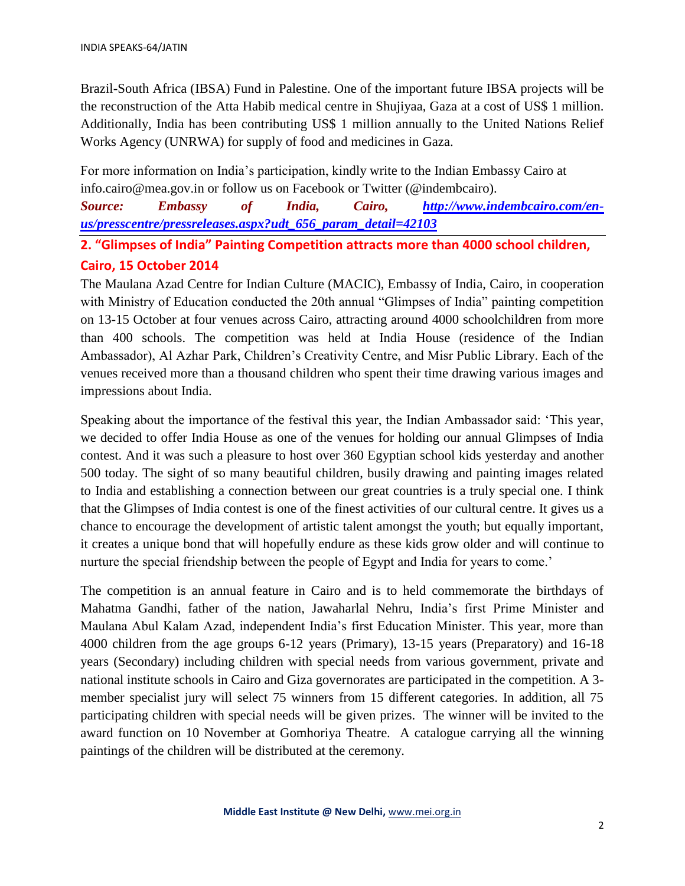Brazil-South Africa (IBSA) Fund in Palestine. One of the important future IBSA projects will be the reconstruction of the Atta Habib medical centre in Shujiyaa, Gaza at a cost of US$ 1 million. Additionally, India has been contributing US$ 1 million annually to the United Nations Relief Works Agency (UNRWA) for supply of food and medicines in Gaza.

For more information on India's participation, kindly write to the Indian Embassy Cairo at info.cairo@mea.gov.in or follow us on Facebook or Twitter (@indembcairo).

***Source: Embassy of India, Cairo, [http://www.indembcairo.com/en-us/presscentre/pressreleases.aspx?udt_656_param_detail=42103](http://www.indembcairo.com/en-us/presscentre/pressreleases.aspx?udt_656_param_detail=42103)***

## 2. "Glimpses of India" Painting Competition attracts more than 4000 school children, Cairo, 15 October 2014

The Maulana Azad Centre for Indian Culture (MACIC), Embassy of India, Cairo, in cooperation with Ministry of Education conducted the 20th annual "Glimpses of India" painting competition on 13-15 October at four venues across Cairo, attracting around 4000 schoolchildren from more than 400 schools. The competition was held at India House (residence of the Indian Ambassador), Al Azhar Park, Children's Creativity Centre, and Misr Public Library. Each of the venues received more than a thousand children who spent their time drawing various images and impressions about India.

Speaking about the importance of the festival this year, the Indian Ambassador said: 'This year, we decided to offer India House as one of the venues for holding our annual Glimpses of India contest. And it was such a pleasure to host over 360 Egyptian school kids yesterday and another 500 today. The sight of so many beautiful children, busily drawing and painting images related to India and establishing a connection between our great countries is a truly special one. I think that the Glimpses of India contest is one of the finest activities of our cultural centre. It gives us a chance to encourage the development of artistic talent amongst the youth; but equally important, it creates a unique bond that will hopefully endure as these kids grow older and will continue to nurture the special friendship between the people of Egypt and India for years to come.'

The competition is an annual feature in Cairo and is to held commemorate the birthdays of Mahatma Gandhi, father of the nation, Jawaharlal Nehru, India's first Prime Minister and Maulana Abul Kalam Azad, independent India's first Education Minister. This year, more than 4000 children from the age groups 6-12 years (Primary), 13-15 years (Preparatory) and 16-18 years (Secondary) including children with special needs from various government, private and national institute schools in Cairo and Giza governorates are participated in the competition. A 3-member specialist jury will select 75 winners from 15 different categories. In addition, all 75 participating children with special needs will be given prizes. The winner will be invited to the award function on 10 November at Gomhoriya Theatre. A catalogue carrying all the winning paintings of the children will be distributed at the ceremony.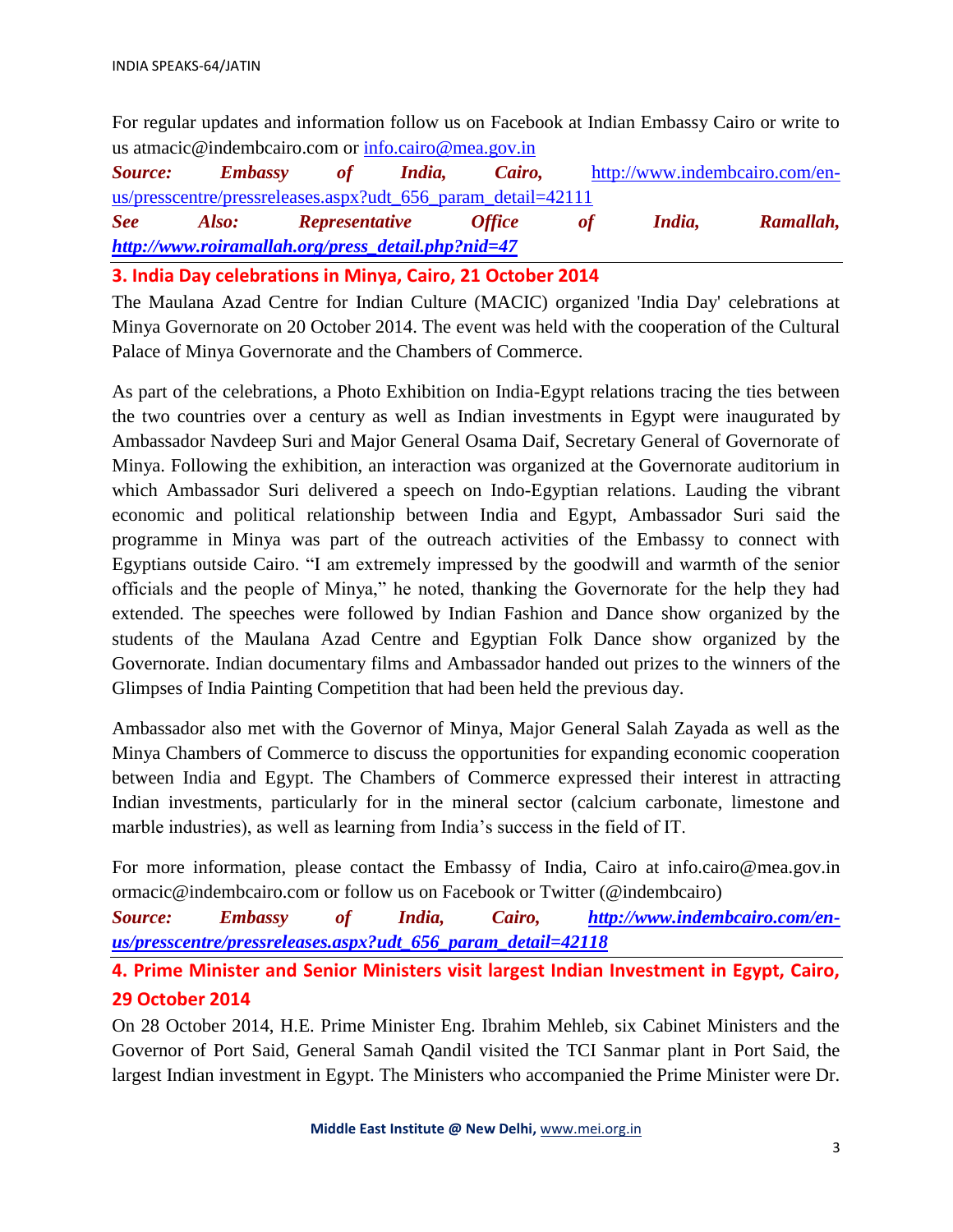For regular updates and information follow us on Facebook at Indian Embassy Cairo or write to us atmacic@indembcairo.com or info.cairo@mea.gov.in

***Source: Embassy of India, Cairo,*** http://www.indembcairo.com/en-us/presscentre/pressreleases.aspx?udt_656_param_detail=42111

***See Also: Representative Office of India, Ramallah,*** ***http://www.roiramallah.org/press_detail.php?nid=47***

## 3. India Day celebrations in Minya, Cairo, 21 October 2014

The Maulana Azad Centre for Indian Culture (MACIC) organized 'India Day' celebrations at Minya Governorate on 20 October 2014. The event was held with the cooperation of the Cultural Palace of Minya Governorate and the Chambers of Commerce.

As part of the celebrations, a Photo Exhibition on India-Egypt relations tracing the ties between the two countries over a century as well as Indian investments in Egypt were inaugurated by Ambassador Navdeep Suri and Major General Osama Daif, Secretary General of Governorate of Minya. Following the exhibition, an interaction was organized at the Governorate auditorium in which Ambassador Suri delivered a speech on Indo-Egyptian relations. Lauding the vibrant economic and political relationship between India and Egypt, Ambassador Suri said the programme in Minya was part of the outreach activities of the Embassy to connect with Egyptians outside Cairo. "I am extremely impressed by the goodwill and warmth of the senior officials and the people of Minya," he noted, thanking the Governorate for the help they had extended. The speeches were followed by Indian Fashion and Dance show organized by the students of the Maulana Azad Centre and Egyptian Folk Dance show organized by the Governorate. Indian documentary films and Ambassador handed out prizes to the winners of the Glimpses of India Painting Competition that had been held the previous day.

Ambassador also met with the Governor of Minya, Major General Salah Zayada as well as the Minya Chambers of Commerce to discuss the opportunities for expanding economic cooperation between India and Egypt. The Chambers of Commerce expressed their interest in attracting Indian investments, particularly for in the mineral sector (calcium carbonate, limestone and marble industries), as well as learning from India's success in the field of IT.

For more information, please contact the Embassy of India, Cairo at info.cairo@mea.gov.in ormacic@indembcairo.com or follow us on Facebook or Twitter (@indembcairo)

***Source: Embassy of India, Cairo, http://www.indembcairo.com/en-us/presscentre/pressreleases.aspx?udt_656_param_detail=42118***

## 4. Prime Minister and Senior Ministers visit largest Indian Investment in Egypt, Cairo, 29 October 2014

On 28 October 2014, H.E. Prime Minister Eng. Ibrahim Mehleb, six Cabinet Ministers and the Governor of Port Said, General Samah Qandil visited the TCI Sanmar plant in Port Said, the largest Indian investment in Egypt. The Ministers who accompanied the Prime Minister were Dr.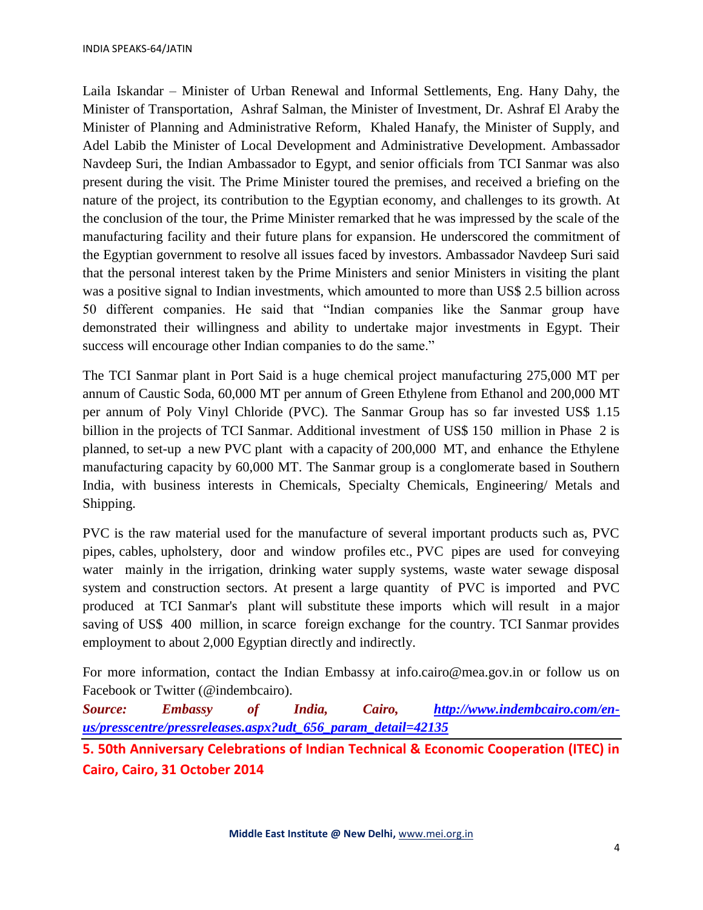Laila Iskandar – Minister of Urban Renewal and Informal Settlements, Eng. Hany Dahy, the Minister of Transportation, Ashraf Salman, the Minister of Investment, Dr. Ashraf El Araby the Minister of Planning and Administrative Reform, Khaled Hanafy, the Minister of Supply, and Adel Labib the Minister of Local Development and Administrative Development. Ambassador Navdeep Suri, the Indian Ambassador to Egypt, and senior officials from TCI Sanmar was also present during the visit. The Prime Minister toured the premises, and received a briefing on the nature of the project, its contribution to the Egyptian economy, and challenges to its growth. At the conclusion of the tour, the Prime Minister remarked that he was impressed by the scale of the manufacturing facility and their future plans for expansion. He underscored the commitment of the Egyptian government to resolve all issues faced by investors. Ambassador Navdeep Suri said that the personal interest taken by the Prime Ministers and senior Ministers in visiting the plant was a positive signal to Indian investments, which amounted to more than US$ 2.5 billion across 50 different companies. He said that "Indian companies like the Sanmar group have demonstrated their willingness and ability to undertake major investments in Egypt. Their success will encourage other Indian companies to do the same."

The TCI Sanmar plant in Port Said is a huge chemical project manufacturing 275,000 MT per annum of Caustic Soda, 60,000 MT per annum of Green Ethylene from Ethanol and 200,000 MT per annum of Poly Vinyl Chloride (PVC). The Sanmar Group has so far invested US$ 1.15 billion in the projects of TCI Sanmar. Additional investment of US$ 150 million in Phase 2 is planned, to set-up a new PVC plant with a capacity of 200,000 MT, and enhance the Ethylene manufacturing capacity by 60,000 MT. The Sanmar group is a conglomerate based in Southern India, with business interests in Chemicals, Specialty Chemicals, Engineering/ Metals and Shipping.

PVC is the raw material used for the manufacture of several important products such as, PVC pipes, cables, upholstery, door and window profiles etc., PVC pipes are used for conveying water mainly in the irrigation, drinking water supply systems, waste water sewage disposal system and construction sectors. At present a large quantity of PVC is imported and PVC produced at TCI Sanmar's plant will substitute these imports which will result in a major saving of US$ 400 million, in scarce foreign exchange for the country. TCI Sanmar provides employment to about 2,000 Egyptian directly and indirectly.

For more information, contact the Indian Embassy at info.cairo@mea.gov.in or follow us on Facebook or Twitter (@indembcairo).

***Source: Embassy of India, Cairo, [http://www.indembcairo.com/en-us/presscentre/pressreleases.aspx?udt_656_param_detail=42135](http://www.indembcairo.com/en-us/presscentre/pressreleases.aspx?udt_656_param_detail=42135)***

## 5. 50th Anniversary Celebrations of Indian Technical & Economic Cooperation (ITEC) in Cairo, Cairo, 31 October 2014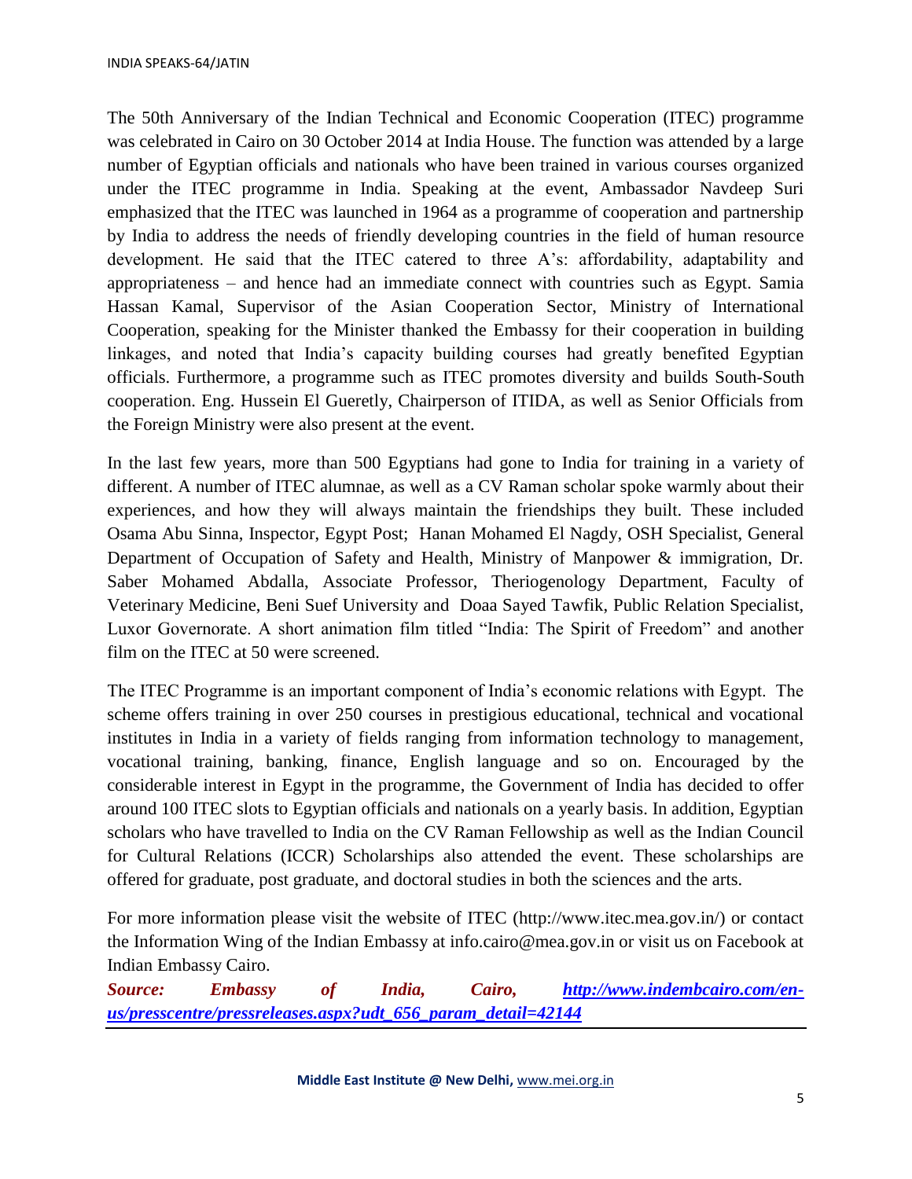The 50th Anniversary of the Indian Technical and Economic Cooperation (ITEC) programme was celebrated in Cairo on 30 October 2014 at India House. The function was attended by a large number of Egyptian officials and nationals who have been trained in various courses organized under the ITEC programme in India. Speaking at the event, Ambassador Navdeep Suri emphasized that the ITEC was launched in 1964 as a programme of cooperation and partnership by India to address the needs of friendly developing countries in the field of human resource development. He said that the ITEC catered to three A's: affordability, adaptability and appropriateness – and hence had an immediate connect with countries such as Egypt. Samia Hassan Kamal, Supervisor of the Asian Cooperation Sector, Ministry of International Cooperation, speaking for the Minister thanked the Embassy for their cooperation in building linkages, and noted that India's capacity building courses had greatly benefited Egyptian officials. Furthermore, a programme such as ITEC promotes diversity and builds South-South cooperation. Eng. Hussein El Gueretly, Chairperson of ITIDA, as well as Senior Officials from the Foreign Ministry were also present at the event.

In the last few years, more than 500 Egyptians had gone to India for training in a variety of different. A number of ITEC alumnae, as well as a CV Raman scholar spoke warmly about their experiences, and how they will always maintain the friendships they built. These included Osama Abu Sinna, Inspector, Egypt Post; Hanan Mohamed El Nagdy, OSH Specialist, General Department of Occupation of Safety and Health, Ministry of Manpower & immigration, Dr. Saber Mohamed Abdalla, Associate Professor, Theriogenology Department, Faculty of Veterinary Medicine, Beni Suef University and Doaa Sayed Tawfik, Public Relation Specialist, Luxor Governorate. A short animation film titled "India: The Spirit of Freedom" and another film on the ITEC at 50 were screened.

The ITEC Programme is an important component of India's economic relations with Egypt. The scheme offers training in over 250 courses in prestigious educational, technical and vocational institutes in India in a variety of fields ranging from information technology to management, vocational training, banking, finance, English language and so on. Encouraged by the considerable interest in Egypt in the programme, the Government of India has decided to offer around 100 ITEC slots to Egyptian officials and nationals on a yearly basis. In addition, Egyptian scholars who have travelled to India on the CV Raman Fellowship as well as the Indian Council for Cultural Relations (ICCR) Scholarships also attended the event. These scholarships are offered for graduate, post graduate, and doctoral studies in both the sciences and the arts.

For more information please visit the website of ITEC (http://www.itec.mea.gov.in/) or contact the Information Wing of the Indian Embassy at info.cairo@mea.gov.in or visit us on Facebook at Indian Embassy Cairo.

***Source: Embassy of India, Cairo, [http://www.indembcairo.com/en-us/presscentre/pressreleases.aspx?udt_656_param_detail=42144](http://www.indembcairo.com/en-us/presscentre/pressreleases.aspx?udt_656_param_detail=42144)***

---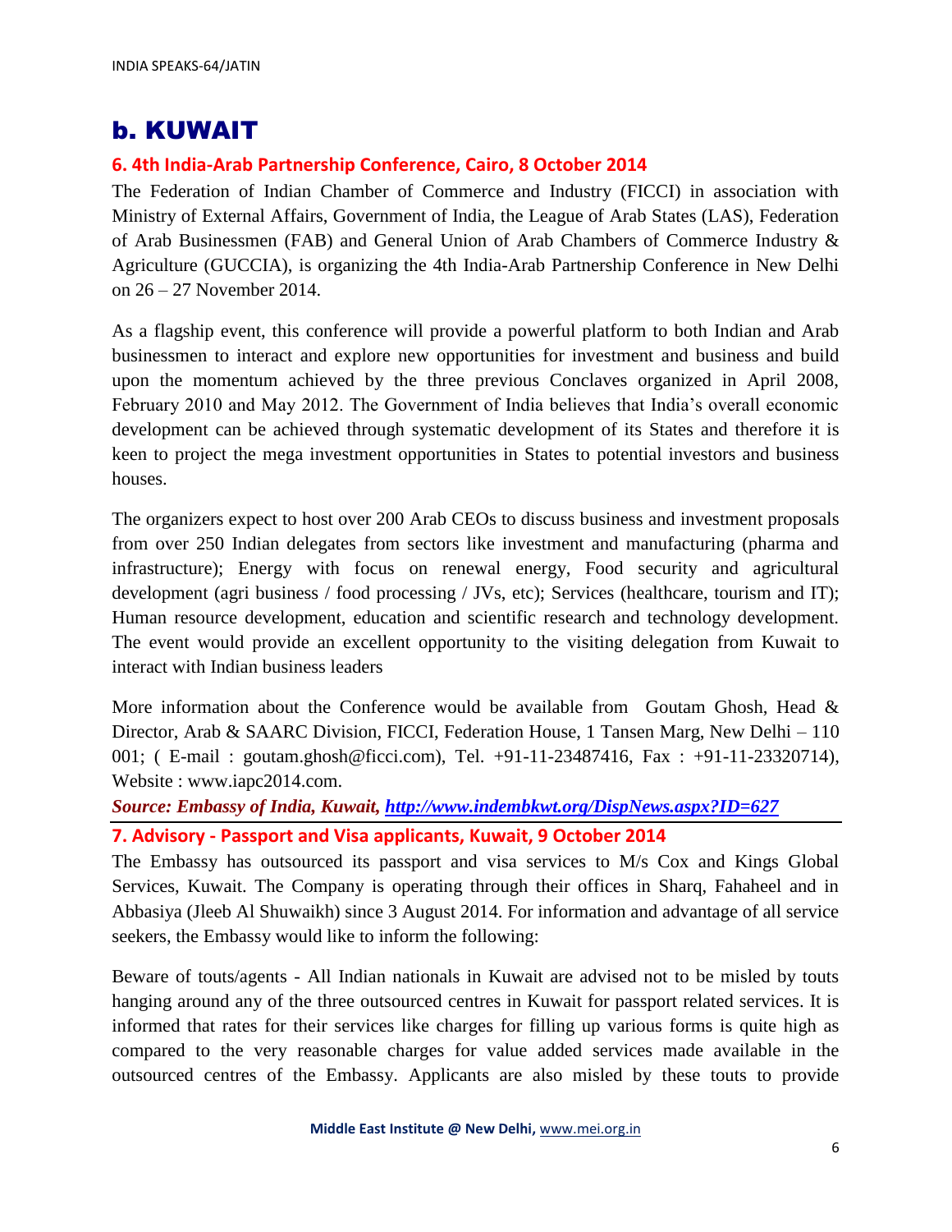# b. KUWAIT

### 6. 4th India-Arab Partnership Conference, Cairo, 8 October 2014

The Federation of Indian Chamber of Commerce and Industry (FICCI) in association with Ministry of External Affairs, Government of India, the League of Arab States (LAS), Federation of Arab Businessmen (FAB) and General Union of Arab Chambers of Commerce Industry & Agriculture (GUCCIA), is organizing the 4th India-Arab Partnership Conference in New Delhi on 26 – 27 November 2014.

As a flagship event, this conference will provide a powerful platform to both Indian and Arab businessmen to interact and explore new opportunities for investment and business and build upon the momentum achieved by the three previous Conclaves organized in April 2008, February 2010 and May 2012. The Government of India believes that India's overall economic development can be achieved through systematic development of its States and therefore it is keen to project the mega investment opportunities in States to potential investors and business houses.

The organizers expect to host over 200 Arab CEOs to discuss business and investment proposals from over 250 Indian delegates from sectors like investment and manufacturing (pharma and infrastructure); Energy with focus on renewal energy, Food security and agricultural development (agri business / food processing / JVs, etc); Services (healthcare, tourism and IT); Human resource development, education and scientific research and technology development. The event would provide an excellent opportunity to the visiting delegation from Kuwait to interact with Indian business leaders

More information about the Conference would be available from Goutam Ghosh, Head & Director, Arab & SAARC Division, FICCI, Federation House, 1 Tansen Marg, New Delhi – 110 001; ( E-mail : goutam.ghosh@ficci.com), Tel. +91-11-23487416, Fax : +91-11-23320714), Website : www.iapc2014.com.

***Source: Embassy of India, Kuwait, http://www.indembkwt.org/DispNews.aspx?ID=627***

---

### 7. Advisory - Passport and Visa applicants, Kuwait, 9 October 2014

The Embassy has outsourced its passport and visa services to M/s Cox and Kings Global Services, Kuwait. The Company is operating through their offices in Sharq, Fahaheel and in Abbasiya (Jleeb Al Shuwaikh) since 3 August 2014. For information and advantage of all service seekers, the Embassy would like to inform the following:

Beware of touts/agents - All Indian nationals in Kuwait are advised not to be misled by touts hanging around any of the three outsourced centres in Kuwait for passport related services. It is informed that rates for their services like charges for filling up various forms is quite high as compared to the very reasonable charges for value added services made available in the outsourced centres of the Embassy. Applicants are also misled by these touts to provide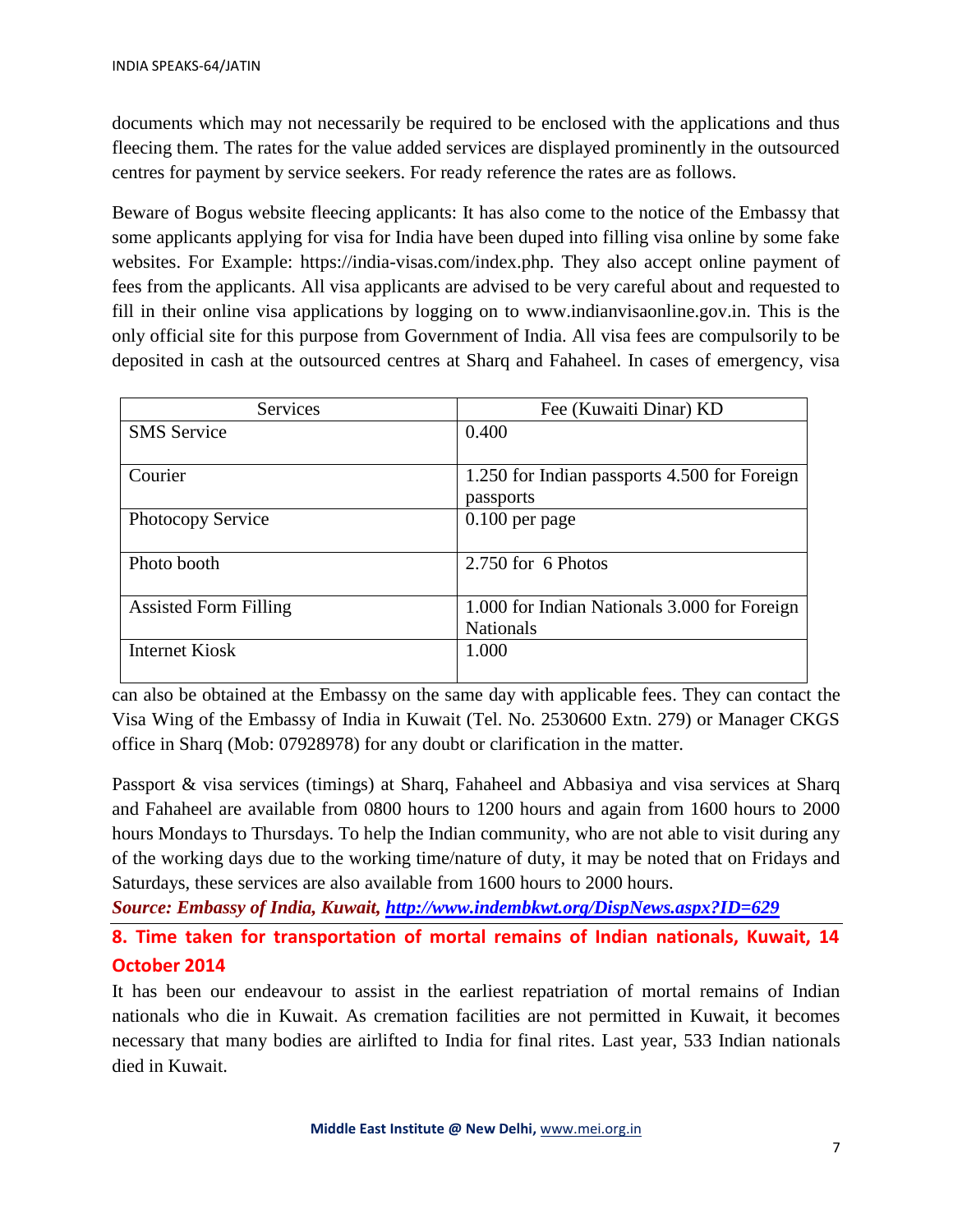documents which may not necessarily be required to be enclosed with the applications and thus fleecing them. The rates for the value added services are displayed prominently in the outsourced centres for payment by service seekers. For ready reference the rates are as follows.

Beware of Bogus website fleecing applicants: It has also come to the notice of the Embassy that some applicants applying for visa for India have been duped into filling visa online by some fake websites. For Example: https://india-visas.com/index.php. They also accept online payment of fees from the applicants. All visa applicants are advised to be very careful about and requested to fill in their online visa applications by logging on to www.indianvisaonline.gov.in. This is the only official site for this purpose from Government of India. All visa fees are compulsorily to be deposited in cash at the outsourced centres at Sharq and Fahaheel. In cases of emergency, visa can also be obtained at the Embassy on the same day with applicable fees. They can contact the Visa Wing of the Embassy of India in Kuwait (Tel. No. 2530600 Extn. 279) or Manager CKGS office in Sharq (Mob: 07928978) for any doubt or clarification in the matter.

| Services | Fee (Kuwaiti Dinar) KD |
|---|---|
| SMS Service | 0.400 |
| Courier | 1.250 for Indian passports 4.500 for Foreign passports |
| Photocopy Service | 0.100 per page |
| Photo booth | 2.750 for 6 Photos |
| Assisted Form Filling | 1.000 for Indian Nationals 3.000 for Foreign Nationals |
| Internet Kiosk | 1.000 |

Passport & visa services (timings) at Sharq, Fahaheel and Abbasiya and visa services at Sharq and Fahaheel are available from 0800 hours to 1200 hours and again from 1600 hours to 2000 hours Mondays to Thursdays. To help the Indian community, who are not able to visit during any of the working days due to the working time/nature of duty, it may be noted that on Fridays and Saturdays, these services are also available from 1600 hours to 2000 hours.

***Source: Embassy of India, Kuwait, [http://www.indembkwt.org/DispNews.aspx?ID=629](http://www.indembkwt.org/DispNews.aspx?ID=629)***

## 8. Time taken for transportation of mortal remains of Indian nationals, Kuwait, 14 October 2014

It has been our endeavour to assist in the earliest repatriation of mortal remains of Indian nationals who die in Kuwait. As cremation facilities are not permitted in Kuwait, it becomes necessary that many bodies are airlifted to India for final rites. Last year, 533 Indian nationals died in Kuwait.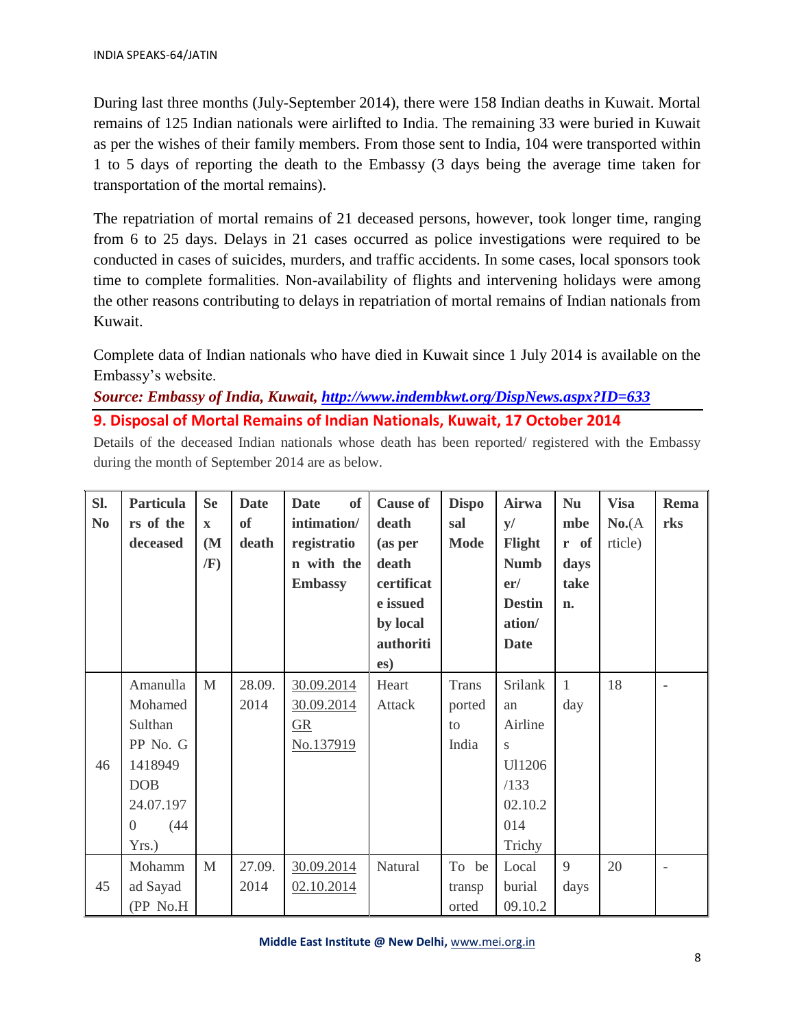During last three months (July-September 2014), there were 158 Indian deaths in Kuwait. Mortal remains of 125 Indian nationals were airlifted to India. The remaining 33 were buried in Kuwait as per the wishes of their family members. From those sent to India, 104 were transported within 1 to 5 days of reporting the death to the Embassy (3 days being the average time taken for transportation of the mortal remains).

The repatriation of mortal remains of 21 deceased persons, however, took longer time, ranging from 6 to 25 days. Delays in 21 cases occurred as police investigations were required to be conducted in cases of suicides, murders, and traffic accidents. In some cases, local sponsors took time to complete formalities. Non-availability of flights and intervening holidays were among the other reasons contributing to delays in repatriation of mortal remains of Indian nationals from Kuwait.

Complete data of Indian nationals who have died in Kuwait since 1 July 2014 is available on the Embassy's website.

***Source: Embassy of India, Kuwait, http://www.indembkwt.org/DispNews.aspx?ID=633***

## 9. Disposal of Mortal Remains of Indian Nationals, Kuwait, 17 October 2014

Details of the deceased Indian nationals whose death has been reported/ registered with the Embassy during the month of September 2014 are as below.

| Sl. No | Particulars of the deceased | Sex (M/F) | Date of death | Date of intimation/ registration with the Embassy | Cause of death (as per death certificate issued by local authorities) | Disposal Mode | Airway/ Flight Number/ Destination/ Date | Number of days taken. | Visa No.(Article) | Remarks |
|---|---|---|---|---|---|---|---|---|---|---|
| 46 | Amanulla Mohamed Sulthan PP No. G 1418949 DOB 24.07.1970 (44 Yrs.) | M | 28.09.2014 | 30.09.2014 30.09.2014 GR No.137919 | Heart Attack | Transported to India | Srilankan Airlines Ul1206 /133 02.10.2014 Trichy | 1 day | 18 | - |
| 45 | Mohammad Sayad (PP No.H | M | 27.09.2014 | 30.09.2014 02.10.2014 | Natural | To be transported | Local burial 09.10.2 | 9 days | 20 | - |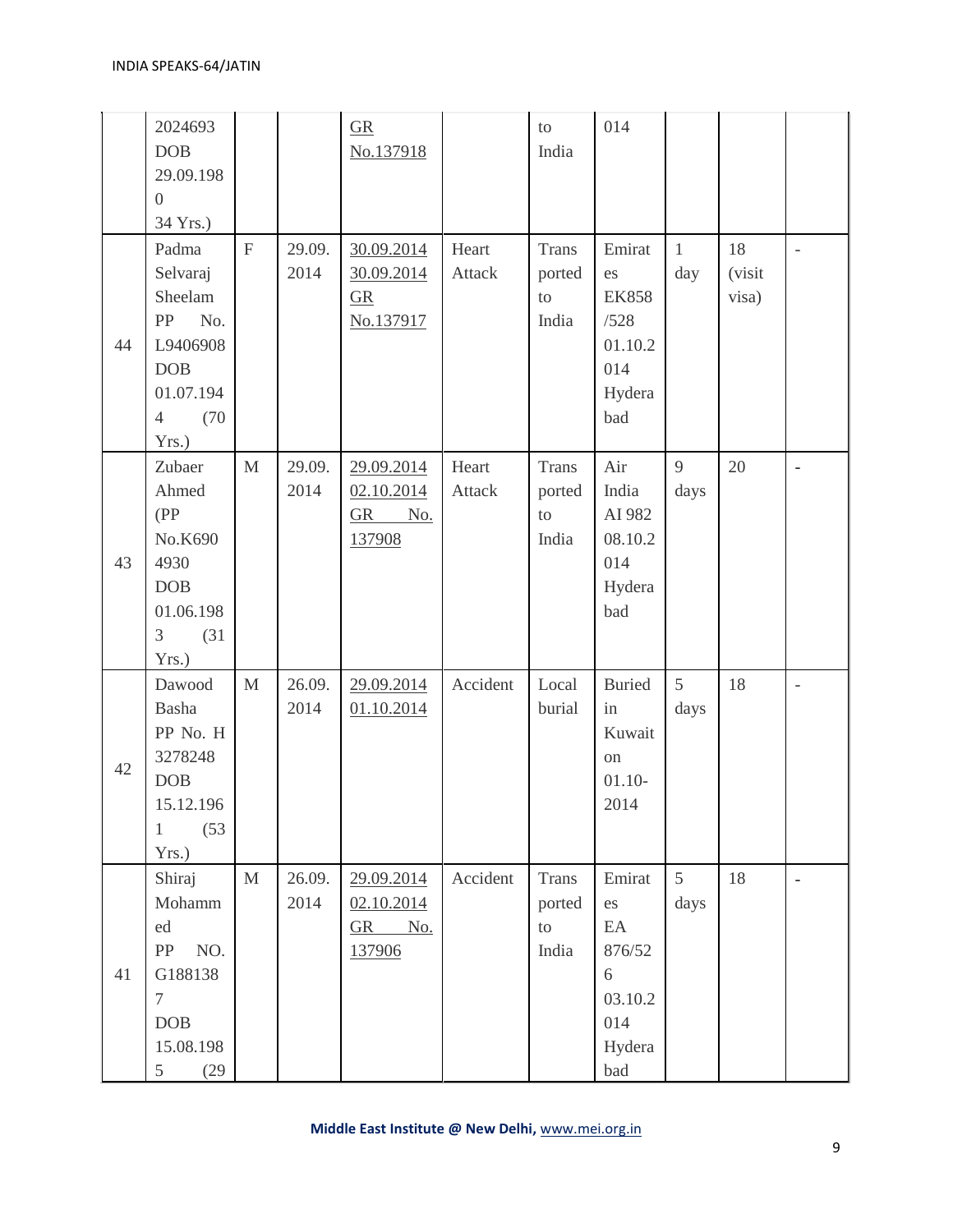| | 2024693 DOB 29.09.1980 34 Yrs.) | | | GR No.137918 | | to India | 014 | | | |
|---|---|---|---|---|---|---|---|---|---|---|
| 44 | Padma Selvaraj Sheelam PP No. L9406908 DOB 01.07.1944 (70 Yrs.) | F | 29.09.2014 | 30.09.2014 30.09.2014 GR No.137917 | Heart Attack | Transported to India | Emirates EK858/528 01.10.2014 Hyderabad | 1 day | 18 (visit visa) | - |
| 43 | Zubaer Ahmed (PP No.K6904930 DOB 01.06.1983 (31 Yrs.) | M | 29.09.2014 | 29.09.2014 02.10.2014 GR No. 137908 | Heart Attack | Transported to India | Air India AI 982 08.10.2014 Hyderabad | 9 days | 20 | - |
| 42 | Dawood Basha PP No. H 3278248 DOB 15.12.1961 (53 Yrs.) | M | 26.09.2014 | 29.09.2014 01.10.2014 | Accident | Local burial | Buried in Kuwait on 01.10-2014 | 5 days | 18 | - |
| 41 | Shiraj Mohammed PP NO. G1881387 DOB 15.08.1985 (29 | M | 26.09.2014 | 29.09.2014 02.10.2014 GR No. 137906 | Accident | Transported to India | Emirates EA 876/526 03.10.2014 Hyderabad | 5 days | 18 | - |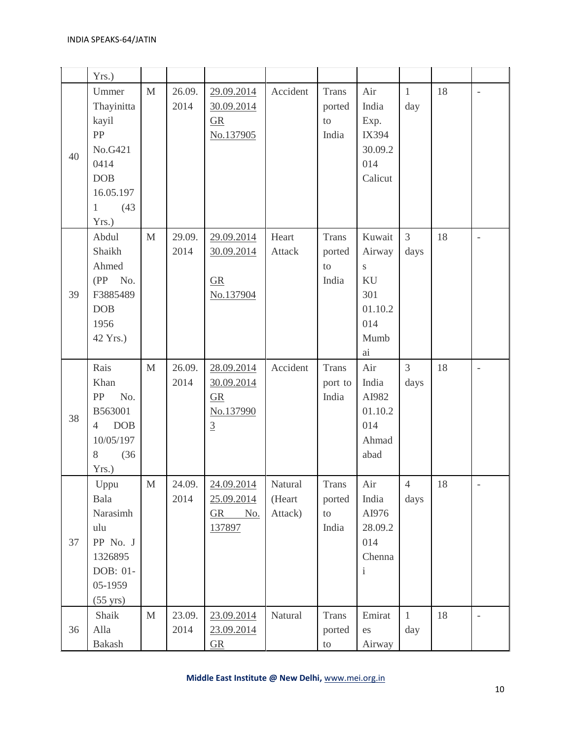| | Yrs.) | | | | | | | | | |
|---|---|---|---|---|---|---|---|---|---|---|
| 40 | Ummer Thayinittakayil PP No.G4210414 DOB 16.05.1971 (43 Yrs.) | M | 26.09.2014 | 29.09.2014 30.09.2014 GR No.137905 | Accident | Transported to India | Air India Exp. IX394 30.09.2014 Calicut | 1 day | 18 | - |
| 39 | Abdul Shaikh Ahmed (PP No. F3885489 DOB 1956 42 Yrs.) | M | 29.09.2014 | 29.09.2014 30.09.2014 GR No.137904 | Heart Attack | Transported to India | Kuwait Airways KU 301 01.10.2014 Mumbai | 3 days | 18 | - |
| 38 | Rais Khan PP No. B5630014 DOB 10/05/1978 (36 Yrs.) | M | 26.09.2014 | 28.09.2014 30.09.2014 GR No.1379903 | Accident | Transport to India | Air India AI982 01.10.2014 Ahmadabad | 3 days | 18 | - |
| 37 | Uppu Bala Narasimhulu PP No. J 1326895 DOB: 01-05-1959 (55 yrs) | M | 24.09.2014 | 24.09.2014 25.09.2014 GR No. 137897 | Natural (Heart Attack) | Transported to India | Air India AI976 28.09.2014 Chennai | 4 days | 18 | - |
| 36 | Shaik Alla Bakash | M | 23.09.2014 | 23.09.2014 23.09.2014 GR | Natural | Transported to | Emirates Airway | 1 day | 18 | - |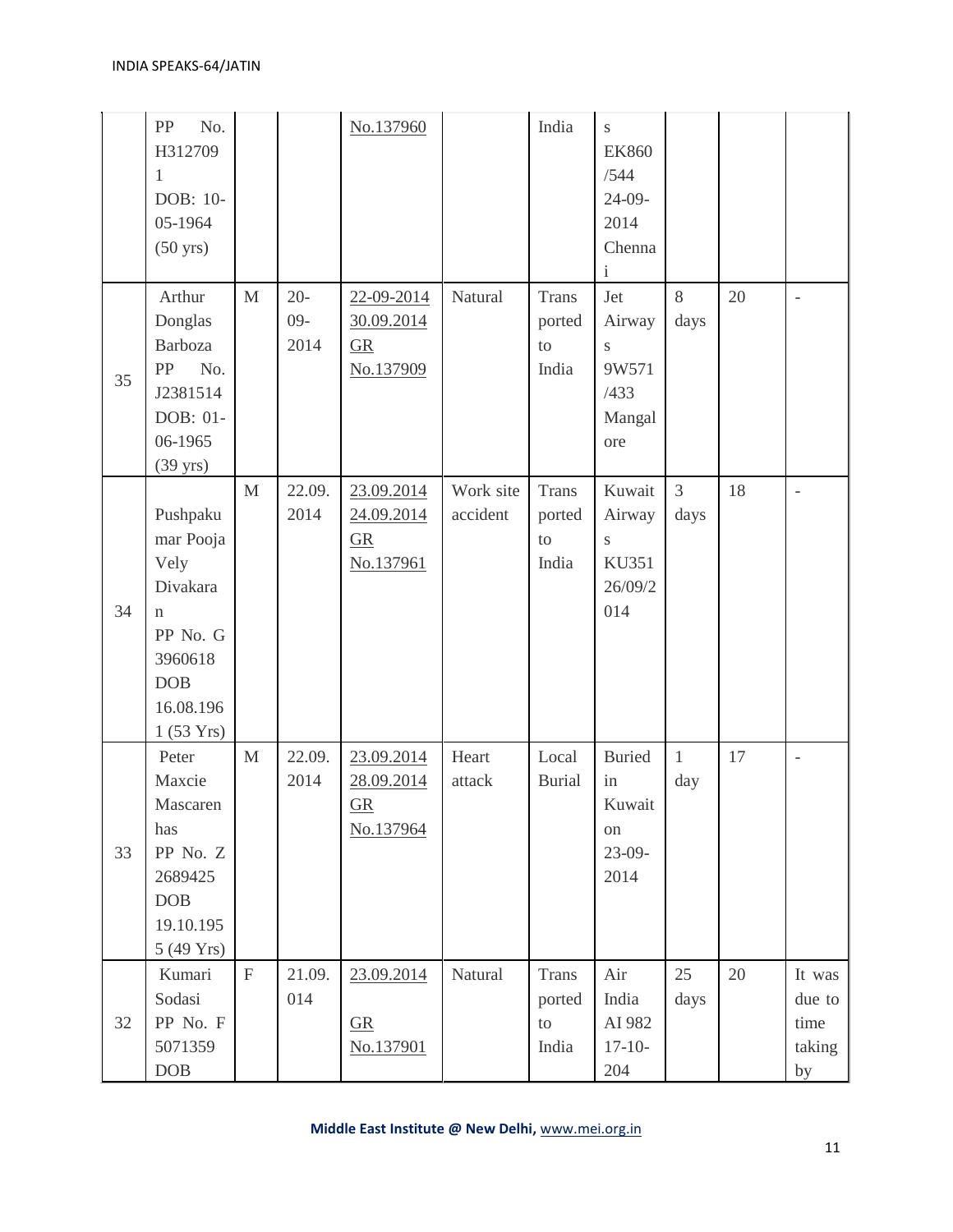| | | | | | | | | | | |
|---|---|---|---|---|---|---|---|---|---|---|
| | PP No. H3127091 DOB: 10-05-1964 (50 yrs) | | | No.137960 | | India | s EK860 /544 24-09-2014 Chennai | | | |
| 35 | Arthur Donglas Barboza PP No. J2381514 DOB: 01-06-1965 (39 yrs) | M | 20-09-2014 | 22-09-2014 30.09.2014 GR No.137909 | Natural | Transported to India | Jet Airways 9W571 /433 Mangalore | 8 days | 20 | - |
| 34 | Pushpakumar Pooja Vely Divakaran PP No. G 3960618 DOB 16.08.1961 (53 Yrs) | M | 22.09.2014 | 23.09.2014 24.09.2014 GR No.137961 | Work site accident | Transported to India | Kuwait Airways KU351 26/09/2014 | 3 days | 18 | - |
| 33 | Peter Maxcie Mascarenhas PP No. Z 2689425 DOB 19.10.1955 (49 Yrs) | M | 22.09.2014 | 23.09.2014 28.09.2014 GR No.137964 | Heart attack | Local Burial | Buried in Kuwait on 23-09-2014 | 1 day | 17 | - |
| 32 | Kumari Sodasi PP No. F 5071359 DOB | F | 21.09.014 | 23.09.2014 GR No.137901 | Natural | Transported to India | Air India AI 982 17-10-204 | 25 days | 20 | It was due to time taking by |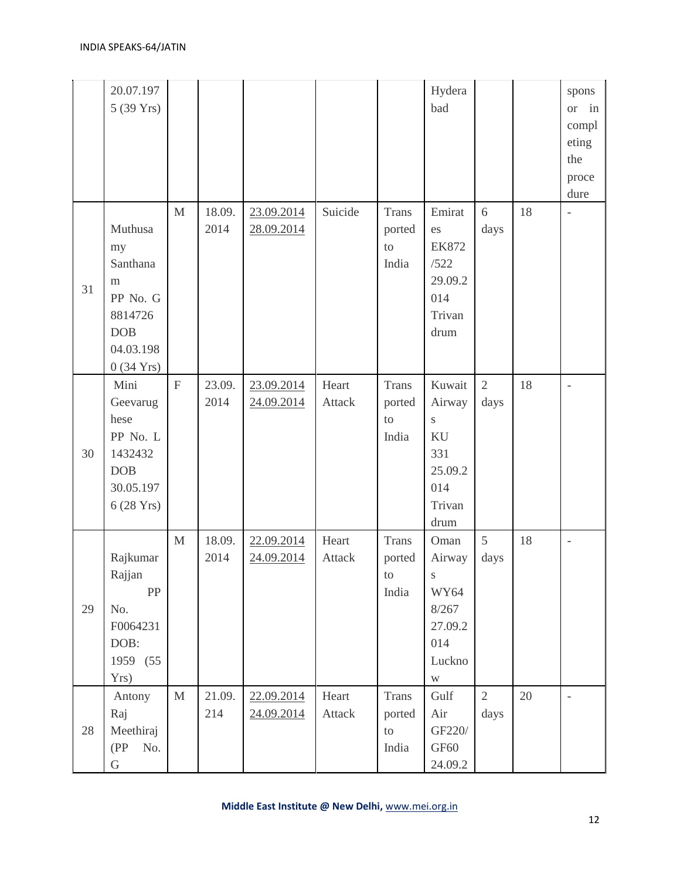| | | | | | | | | | | |
|---|---|---|---|---|---|---|---|---|---|---|
| | 20.07.1975 (39 Yrs) | | | | | | Hyderabad | | | sponsor in completing the procedure |
| 31 | Muthusamy Santhanam PP No. G 8814726 DOB 04.03.1980 (34 Yrs) | M | 18.09.2014 | 23.09.2014 28.09.2014 | Suicide | Transported to India | Emirates EK872/522 29.09.2014 Trivandrum | 6 days | 18 | - |
| 30 | Mini Geevarughese PP No. L 1432432 DOB 30.05.1976 (28 Yrs) | F | 23.09.2014 | 23.09.2014 24.09.2014 | Heart Attack | Transported to India | Kuwait Airways KU 331 25.09.2014 Trivandrum | 2 days | 18 | - |
| 29 | Rajkumar Rajjan PP No. F0064231 DOB: 1959 (55 Yrs) | M | 18.09.2014 | 22.09.2014 24.09.2014 | Heart Attack | Transported to India | Oman Airways WY648/267 27.09.2014 Lucknow | 5 days | 18 | - |
| 28 | Antony Raj Meethiraj (PP No. G | M | 21.09.214 | 22.09.2014 24.09.2014 | Heart Attack | Transported to India | Gulf Air GF220/GF60 24.09.2 | 2 days | 20 | - |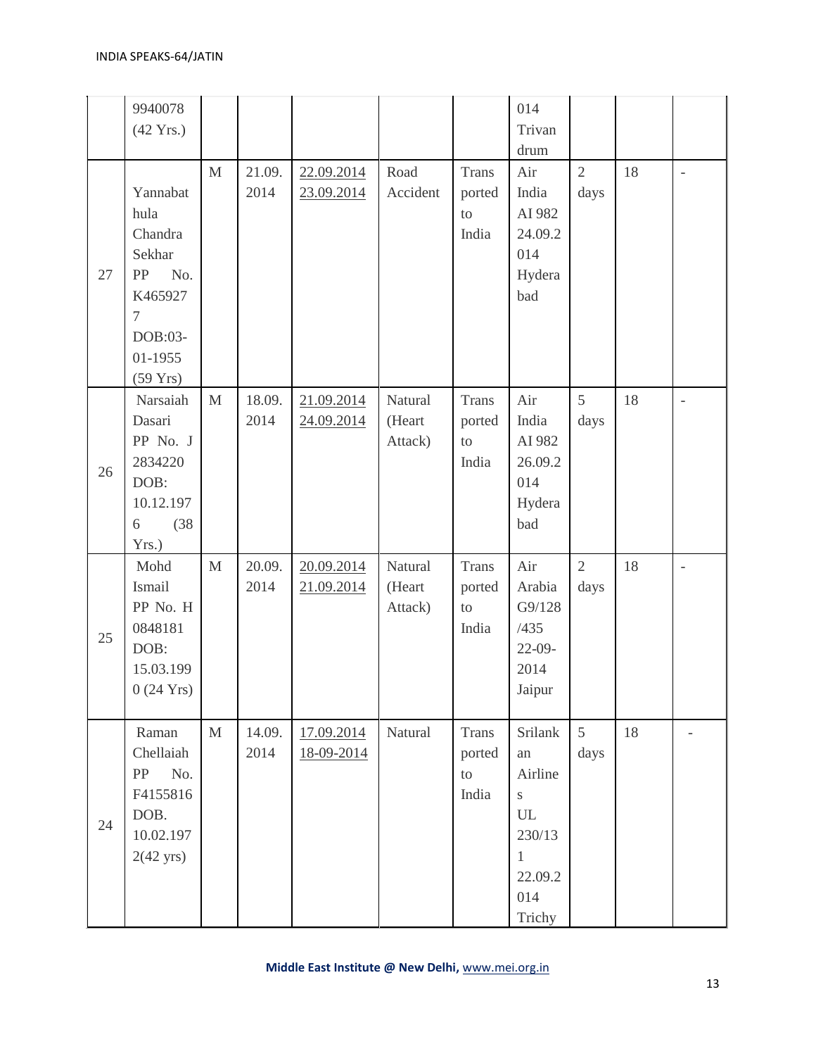| | | | | | | | | | | |
|---|---|---|---|---|---|---|---|---|---|---|
| | 9940078 (42 Yrs.) | | | | | | 014 Trivandrum | | | |
| 27 | Yannabathula Chandra Sekhar PP No. K4659277 DOB:03-01-1955 (59 Yrs) | M | 21.09.2014 | 22.09.2014 23.09.2014 | Road Accident | Transported to India | Air India AI 982 24.09.2014 Hyderabad | 2 days | 18 | - |
| 26 | Narsaiah Dasari PP No. J 2834220 DOB: 10.12.1976 (38 Yrs.) | M | 18.09.2014 | 21.09.2014 24.09.2014 | Natural (Heart Attack) | Transported to India | Air India AI 982 26.09.2014 Hyderabad | 5 days | 18 | - |
| 25 | Mohd Ismail PP No. H 0848181 DOB: 15.03.1990 (24 Yrs) | M | 20.09.2014 | 20.09.2014 21.09.2014 | Natural (Heart Attack) | Transported to India | Air Arabia G9/128/435 22-09-2014 Jaipur | 2 days | 18 | - |
| 24 | Raman Chellaiah PP No. F4155816 DOB. 10.02.1972(42 yrs) | M | 14.09.2014 | 17.09.2014 18-09-2014 | Natural | Transported to India | Srilankan Airlines UL 230/131 22.09.2014 Trichy | 5 days | 18 | - |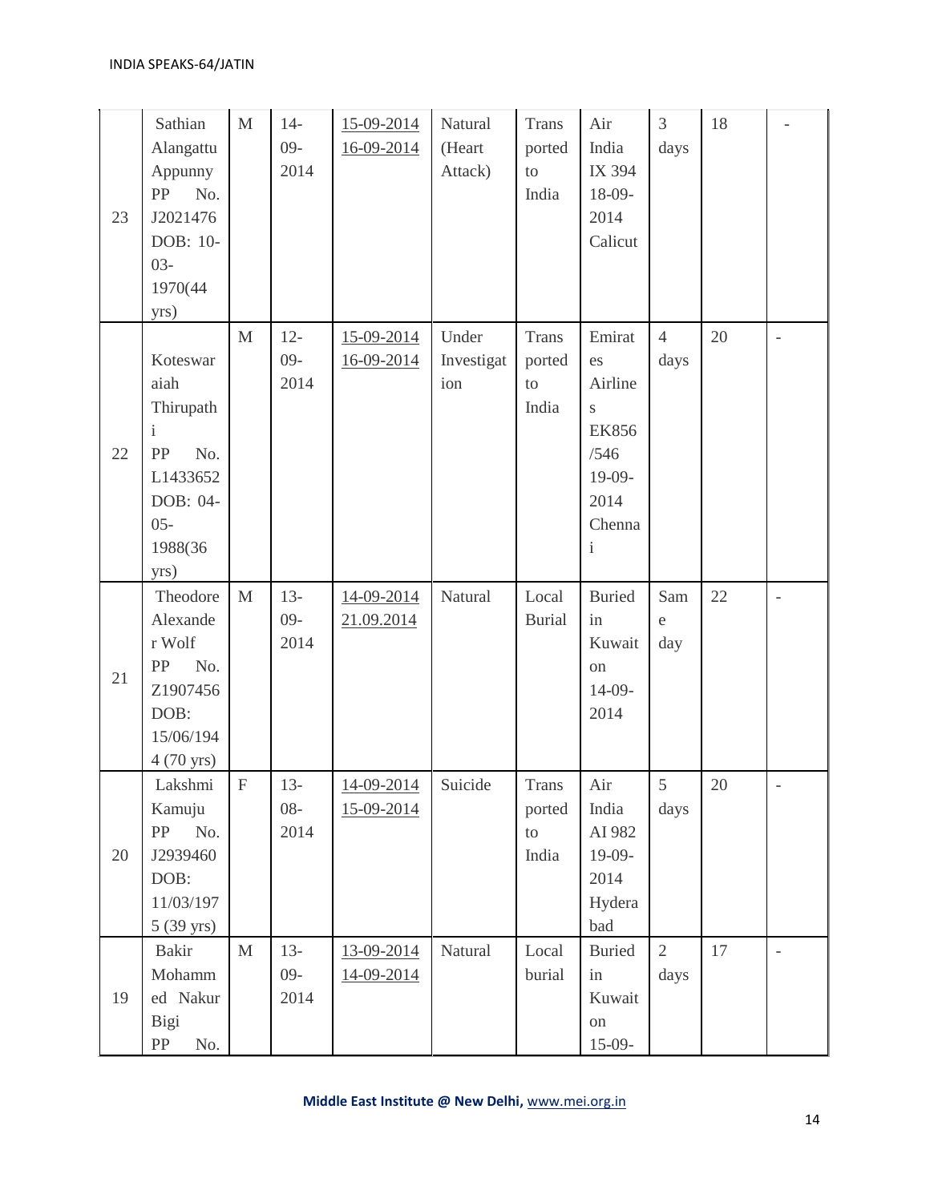| 23 | Sathian Alangattu Appunny PP No. J2021476 DOB: 10-03-1970(44 yrs) | M | 14-09-2014 | 15-09-2014 16-09-2014 | Natural (Heart Attack) | Transported to India | Air India IX 394 18-09-2014 Calicut | 3 days | 18 | - |
|---|---|---|---|---|---|---|---|---|---|---|
| 22 | Koteswaraiah Thirupathi PP No. L1433652 DOB: 04-05-1988(36 yrs) | M | 12-09-2014 | 15-09-2014 16-09-2014 | Under Investigation | Transported to India | Emirates Airlines EK856 /546 19-09-2014 Chennai | 4 days | 20 | - |
| 21 | Theodore Alexander Wolf PP No. Z1907456 DOB: 15/06/1944 (70 yrs) | M | 13-09-2014 | 14-09-2014 21.09.2014 | Natural | Local Burial | Buried in Kuwait on 14-09-2014 | Same day | 22 | - |
| 20 | Lakshmi Kamuju PP No. J2939460 DOB: 11/03/1975 (39 yrs) | F | 13-08-2014 | 14-09-2014 15-09-2014 | Suicide | Transported to India | Air India AI 982 19-09-2014 Hyderabad | 5 days | 20 | - |
| 19 | Bakir Mohammed Nakur Bigi PP No. | M | 13-09-2014 | 13-09-2014 14-09-2014 | Natural | Local burial | Buried in Kuwait on 15-09- | 2 days | 17 | - |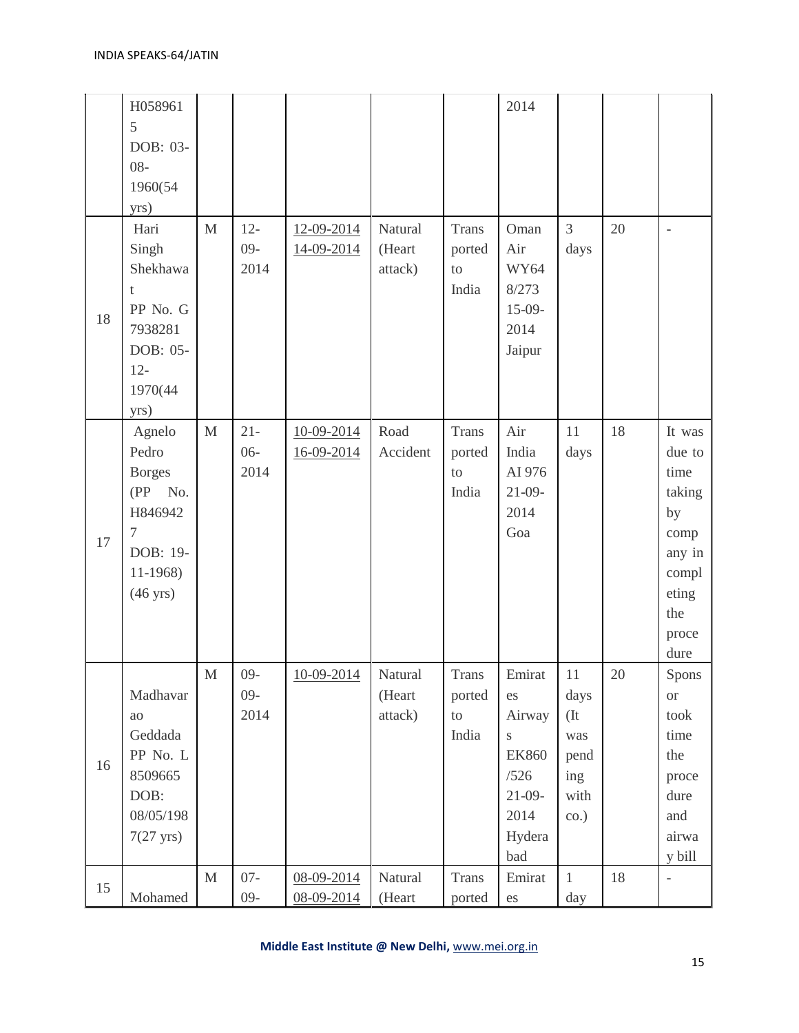| | | | | | | | | | | |
|---|---|---|---|---|---|---|---|---|---|---|
| | H0589615 DOB: 03-08-1960(54 yrs) | | | | | | 2014 | | | |
| 18 | Hari Singh Shekhawat PP No. G 7938281 DOB: 05-12-1970(44 yrs) | M | 12-09-2014 | 12-09-2014 14-09-2014 | Natural (Heart attack) | Transported to India | Oman Air WY648/273 15-09-2014 Jaipur | 3 days | 20 | - |
| 17 | Agnelo Pedro Borges (PP No. H8469427 DOB: 19-11-1968) (46 yrs) | M | 21-06-2014 | 10-09-2014 16-09-2014 | Road Accident | Transported to India | Air India AI 976 21-09-2014 Goa | 11 days | 18 | It was due to time taking by company in completing the procedure |
| 16 | Madhavarao Geddada PP No. L 8509665 DOB: 08/05/1987(27 yrs) | M | 09-09-2014 | 10-09-2014 | Natural (Heart attack) | Transported to India | Emirates Airways EK860/526 21-09-2014 Hyderabad | 11 days (It was pending with co.) | 20 | Sponsor took time the procedure and airway bill |
| 15 | Mohamed | M | 07-09- | 08-09-2014 08-09-2014 | Natural (Heart | Transported | Emirates | 1 day | 18 | - |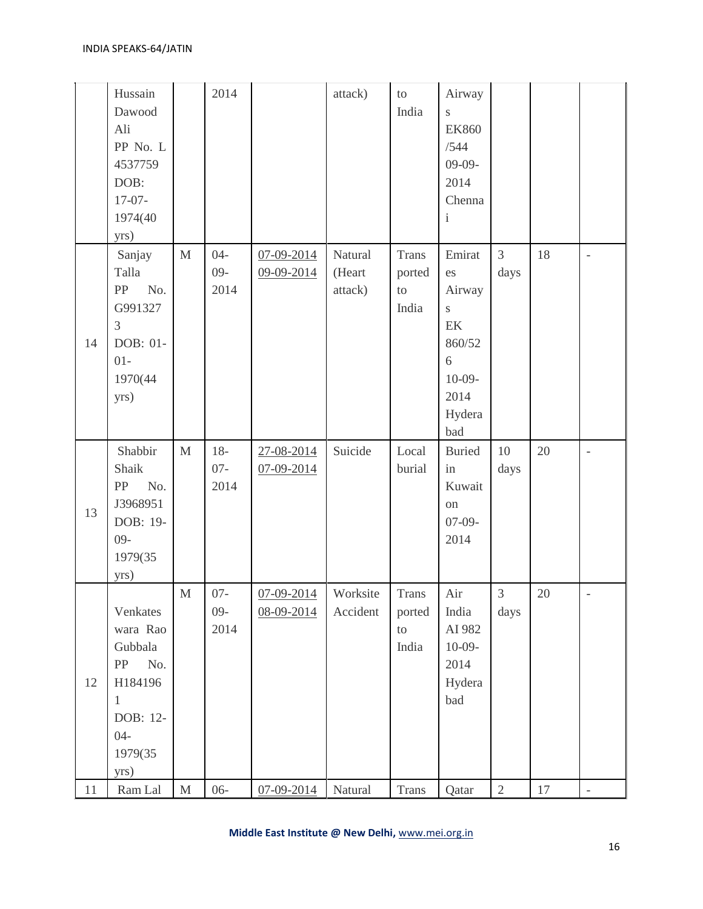| | | | | | | | | | | |
|---|---|---|---|---|---|---|---|---|---|---|
| | Hussain Dawood Ali PP No. L 4537759 DOB: 17-07-1974(40 yrs) | | 2014 | | attack) | to India | Airways EK860 /544 09-09-2014 Chennai | | | |
| 14 | Sanjay Talla PP No. G9913273 DOB: 01-01-1970(44 yrs) | M | 04-09-2014 | 07-09-2014 09-09-2014 | Natural (Heart attack) | Transported to India | Emirates Airways EK 860/526 10-09-2014 Hyderabad | 3 days | 18 | - |
| 13 | Shabbir Shaik PP No. J3968951 DOB: 19-09-1979(35 yrs) | M | 18-07-2014 | 27-08-2014 07-09-2014 | Suicide | Local burial | Buried in Kuwait on 07-09-2014 | 10 days | 20 | - |
| 12 | Venkateswara Rao Gubbala PP No. H1841961 DOB: 12-04-1979(35 yrs) | M | 07-09-2014 | 07-09-2014 08-09-2014 | Worksite Accident | Transported to India | Air India AI 982 10-09-2014 Hyderabad | 3 days | 20 | - |
| 11 | Ram Lal | M | 06- | 07-09-2014 | Natural | Trans | Qatar | 2 | 17 | - |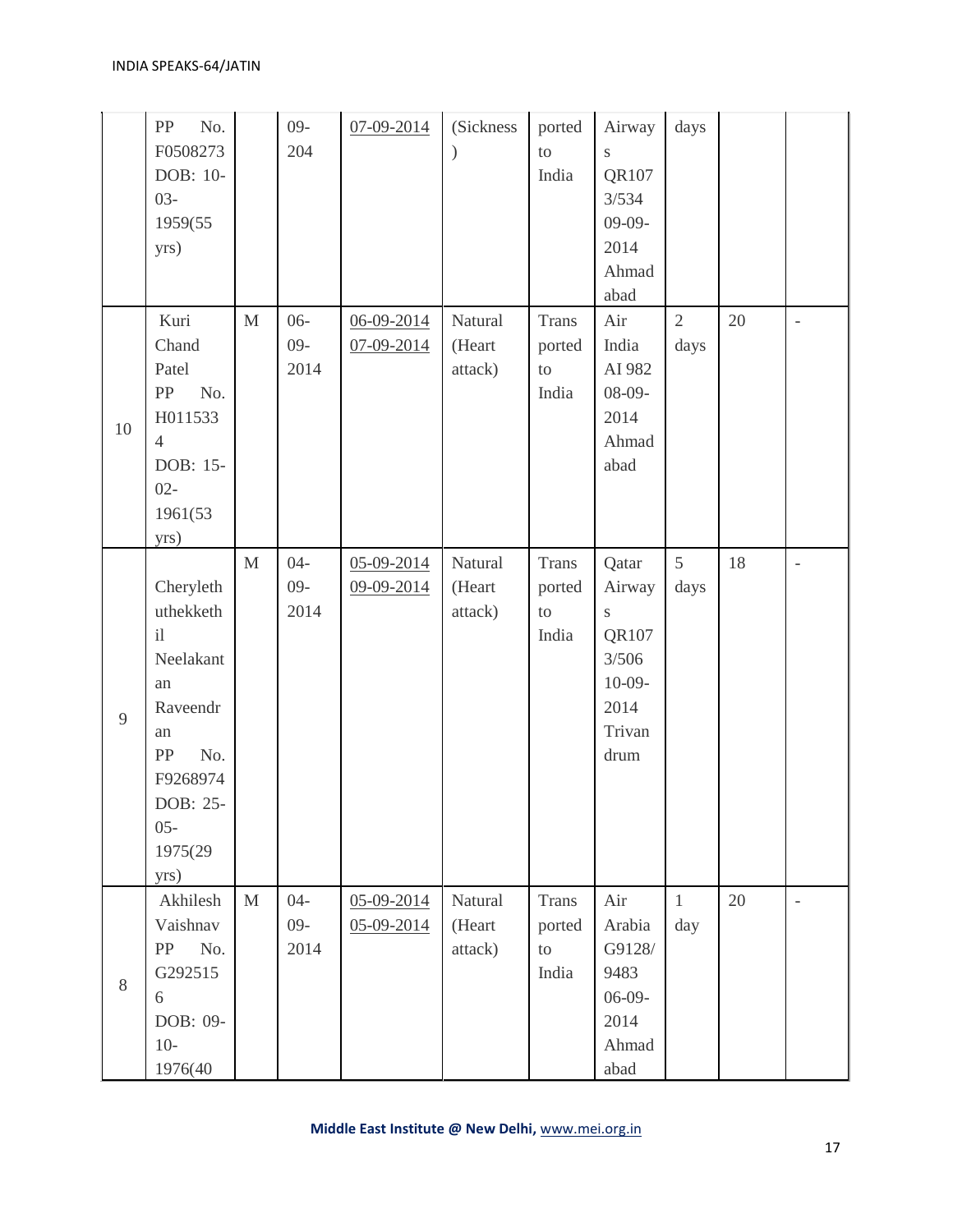| | | | | | | | | | | |
|---|---|---|---|---|---|---|---|---|---|---|
| | PP No. F0508273 DOB: 10-03-1959(55 yrs) | | 09-204 | 07-09-2014 | (Sickness) | ported to India | Airways QR1073/534 09-09-2014 Ahmadabad | days | | |
| 10 | Kuri Chand Patel PP No. H0115334 DOB: 15-02-1961(53 yrs) | M | 06-09-2014 | 06-09-2014 07-09-2014 | Natural (Heart attack) | Transported to India | Air India AI 982 08-09-2014 Ahmadabad | 2 days | 20 | - |
| 9 | Cherylethuthekkethil Neelakantan Raveendran PP No. F9268974 DOB: 25-05-1975(29 yrs) | M | 04-09-2014 | 05-09-2014 09-09-2014 | Natural (Heart attack) | Transported to India | Qatar Airways QR1073/506 10-09-2014 Trivandrum | 5 days | 18 | - |
| 8 | Akhilesh Vaishnav PP No. G2925156 DOB: 09-10-1976(40 | M | 04-09-2014 | 05-09-2014 05-09-2014 | Natural (Heart attack) | Transported to India | Air Arabia G9128/9483 06-09-2014 Ahmadabad | 1 day | 20 | - |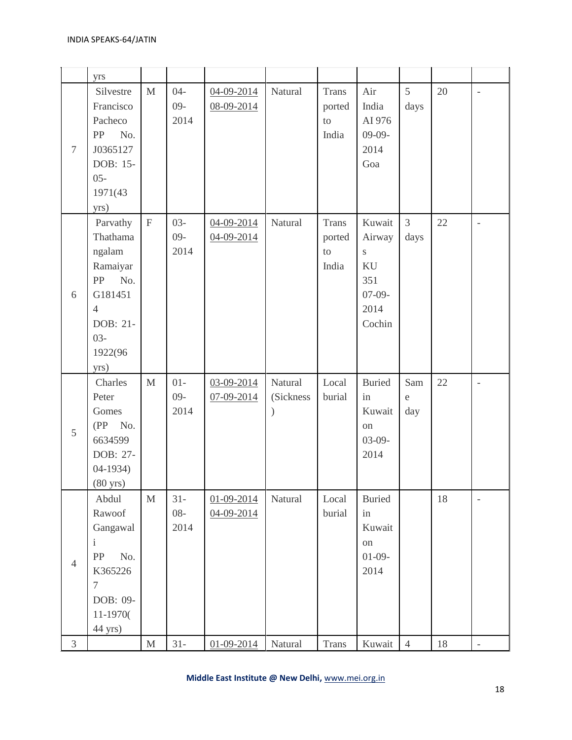| | yrs | | | | | | | | | |
|---|---|---|---|---|---|---|---|---|---|---|
| 7 | Silvestre Francisco Pacheco PP No. J0365127 DOB: 15-05-1971(43 yrs) | M | 04-09-2014 | 04-09-2014 08-09-2014 | Natural | Transported to India | Air India AI 976 09-09-2014 Goa | 5 days | 20 | - |
| 6 | Parvathy Thathamangalam Ramaiyar PP No. G1814514 DOB: 21-03-1922(96 yrs) | F | 03-09-2014 | 04-09-2014 04-09-2014 | Natural | Transported to India | Kuwait Airways KU 351 07-09-2014 Cochin | 3 days | 22 | - |
| 5 | Charles Peter Gomes (PP No. 6634599 DOB: 27-04-1934) (80 yrs) | M | 01-09-2014 | 03-09-2014 07-09-2014 | Natural (Sickness) | Local burial | Buried in Kuwait on 03-09-2014 | Same day | 22 | - |
| 4 | Abdul Rawoof Gangawali PP No. K3652267 DOB: 09-11-1970( 44 yrs) | M | 31-08-2014 | 01-09-2014 04-09-2014 | Natural | Local burial | Buried in Kuwait on 01-09-2014 | | 18 | - |
| 3 | | M | 31- | 01-09-2014 | Natural | Trans | Kuwait | 4 | 18 | - |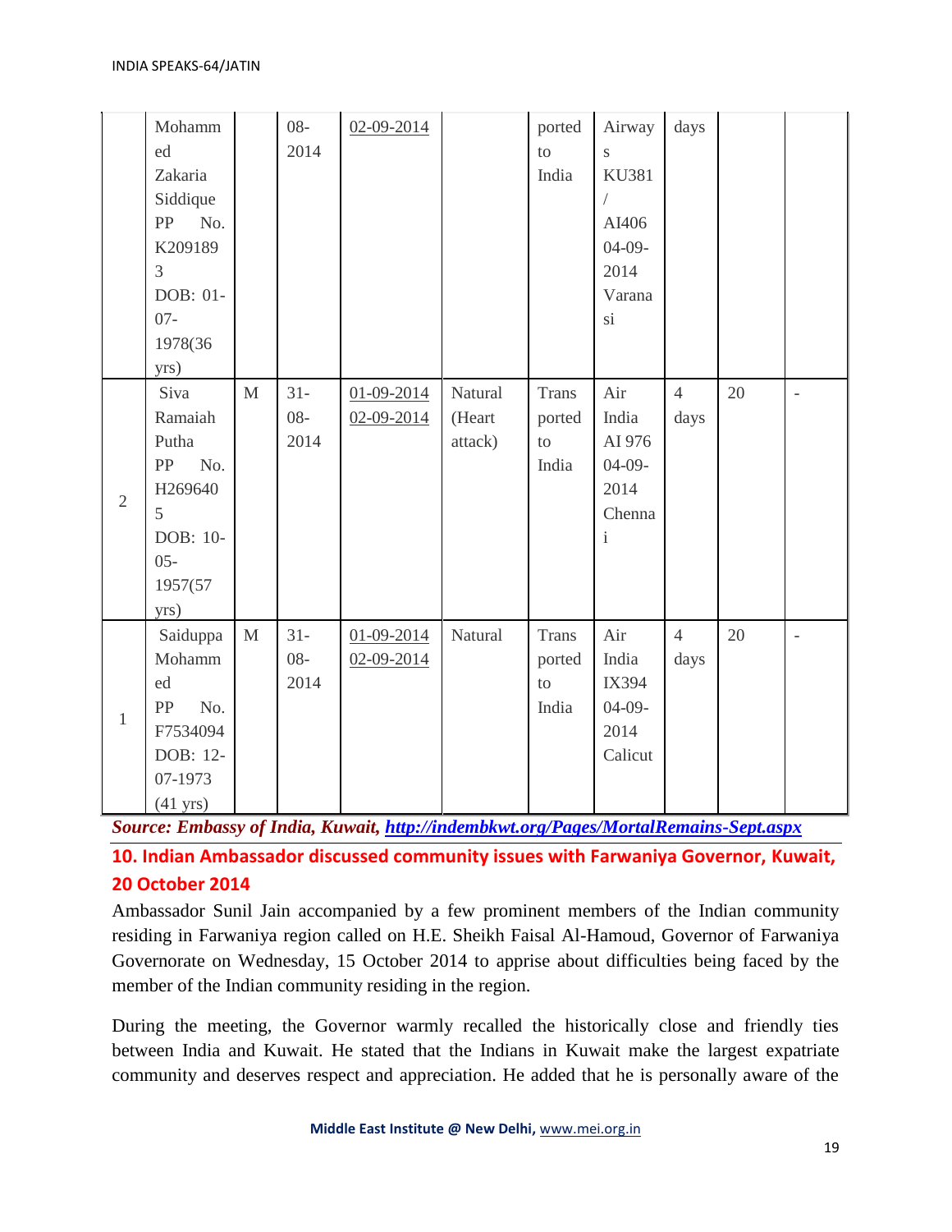| | | | | | | | | | | |
|---|---|---|---|---|---|---|---|---|---|---|
| | Mohammed Zakaria Siddique PP No. K2091893 DOB: 01-07-1978(36 yrs) | | 08-2014 | 02-09-2014 | | ported to India | Airways KU381 / AI406 04-09-2014 Varanasi | days | | |
| 2 | Siva Ramaiah Putha PP No. H2696405 DOB: 10-05-1957(57 yrs) | M | 31-08-2014 | 01-09-2014 02-09-2014 | Natural (Heart attack) | Transported to India | Air India AI 976 04-09-2014 Chennai | 4 days | 20 | - |
| 1 | Saiduppa Mohammed PP No. F7534094 DOB: 12-07-1973 (41 yrs) | M | 31-08-2014 | 01-09-2014 02-09-2014 | Natural | Transported to India | Air India IX394 04-09-2014 Calicut | 4 days | 20 | - |

***Source: Embassy of India, Kuwait, [http://indembkwt.org/Pages/MortalRemains-Sept.aspx](http://indembkwt.org/Pages/MortalRemains-Sept.aspx)***

## 10. Indian Ambassador discussed community issues with Farwaniya Governor, Kuwait, 20 October 2014

Ambassador Sunil Jain accompanied by a few prominent members of the Indian community residing in Farwaniya region called on H.E. Sheikh Faisal Al-Hamoud, Governor of Farwaniya Governorate on Wednesday, 15 October 2014 to apprise about difficulties being faced by the member of the Indian community residing in the region.

During the meeting, the Governor warmly recalled the historically close and friendly ties between India and Kuwait. He stated that the Indians in Kuwait make the largest expatriate community and deserves respect and appreciation. He added that he is personally aware of the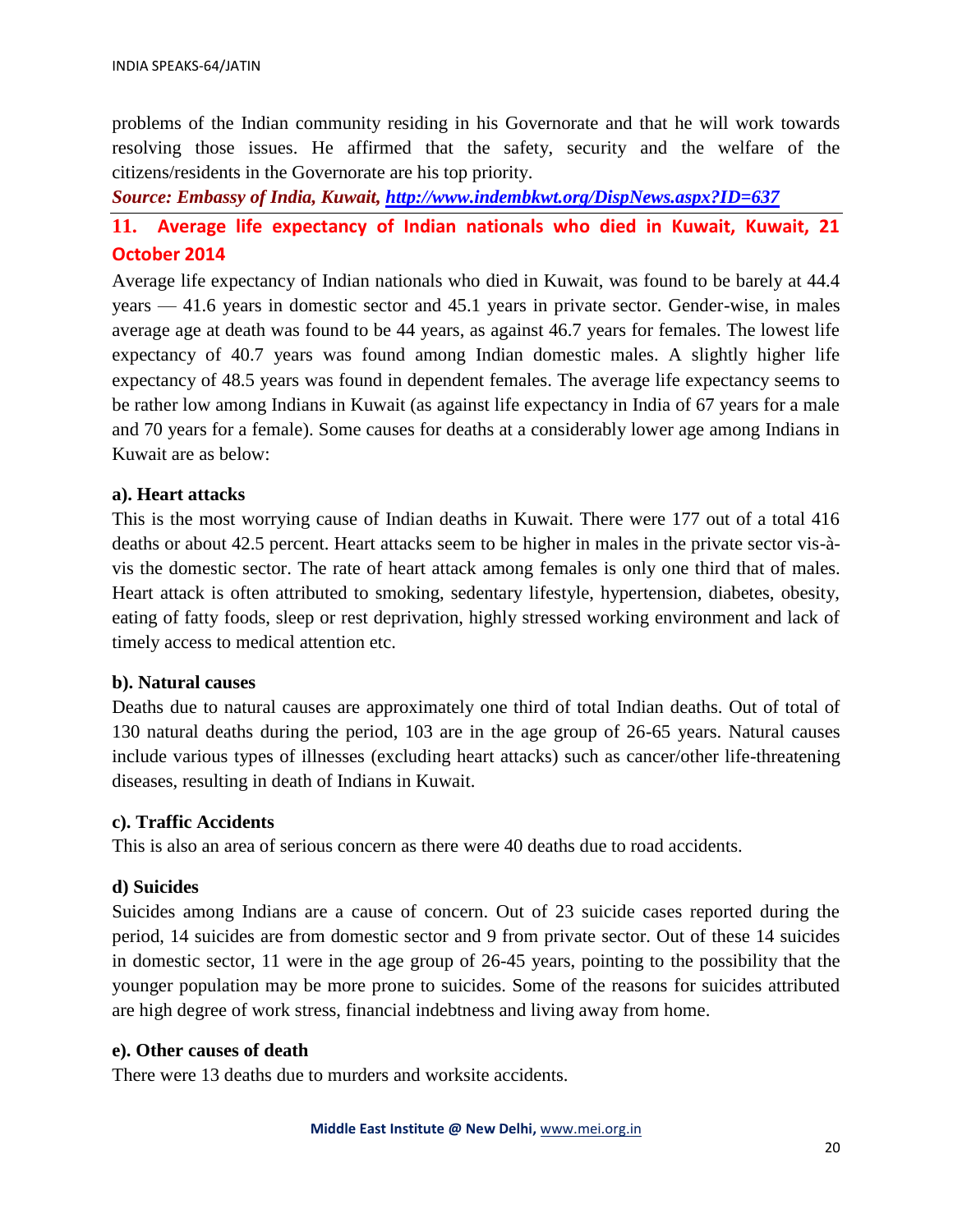problems of the Indian community residing in his Governorate and that he will work towards resolving those issues. He affirmed that the safety, security and the welfare of the citizens/residents in the Governorate are his top priority.

***Source: Embassy of India, Kuwait, http://www.indembkwt.org/DispNews.aspx?ID=637***

## 11. Average life expectancy of Indian nationals who died in Kuwait, Kuwait, 21 October 2014

Average life expectancy of Indian nationals who died in Kuwait, was found to be barely at 44.4 years — 41.6 years in domestic sector and 45.1 years in private sector. Gender-wise, in males average age at death was found to be 44 years, as against 46.7 years for females. The lowest life expectancy of 40.7 years was found among Indian domestic males. A slightly higher life expectancy of 48.5 years was found in dependent females. The average life expectancy seems to be rather low among Indians in Kuwait (as against life expectancy in India of 67 years for a male and 70 years for a female). Some causes for deaths at a considerably lower age among Indians in Kuwait are as below:

**a). Heart attacks**

This is the most worrying cause of Indian deaths in Kuwait. There were 177 out of a total 416 deaths or about 42.5 percent. Heart attacks seem to be higher in males in the private sector vis-à-vis the domestic sector. The rate of heart attack among females is only one third that of males. Heart attack is often attributed to smoking, sedentary lifestyle, hypertension, diabetes, obesity, eating of fatty foods, sleep or rest deprivation, highly stressed working environment and lack of timely access to medical attention etc.

**b). Natural causes**

Deaths due to natural causes are approximately one third of total Indian deaths. Out of total of 130 natural deaths during the period, 103 are in the age group of 26-65 years. Natural causes include various types of illnesses (excluding heart attacks) such as cancer/other life-threatening diseases, resulting in death of Indians in Kuwait.

**c). Traffic Accidents**

This is also an area of serious concern as there were 40 deaths due to road accidents.

**d) Suicides**

Suicides among Indians are a cause of concern. Out of 23 suicide cases reported during the period, 14 suicides are from domestic sector and 9 from private sector. Out of these 14 suicides in domestic sector, 11 were in the age group of 26-45 years, pointing to the possibility that the younger population may be more prone to suicides. Some of the reasons for suicides attributed are high degree of work stress, financial indebtness and living away from home.

**e). Other causes of death**

There were 13 deaths due to murders and worksite accidents.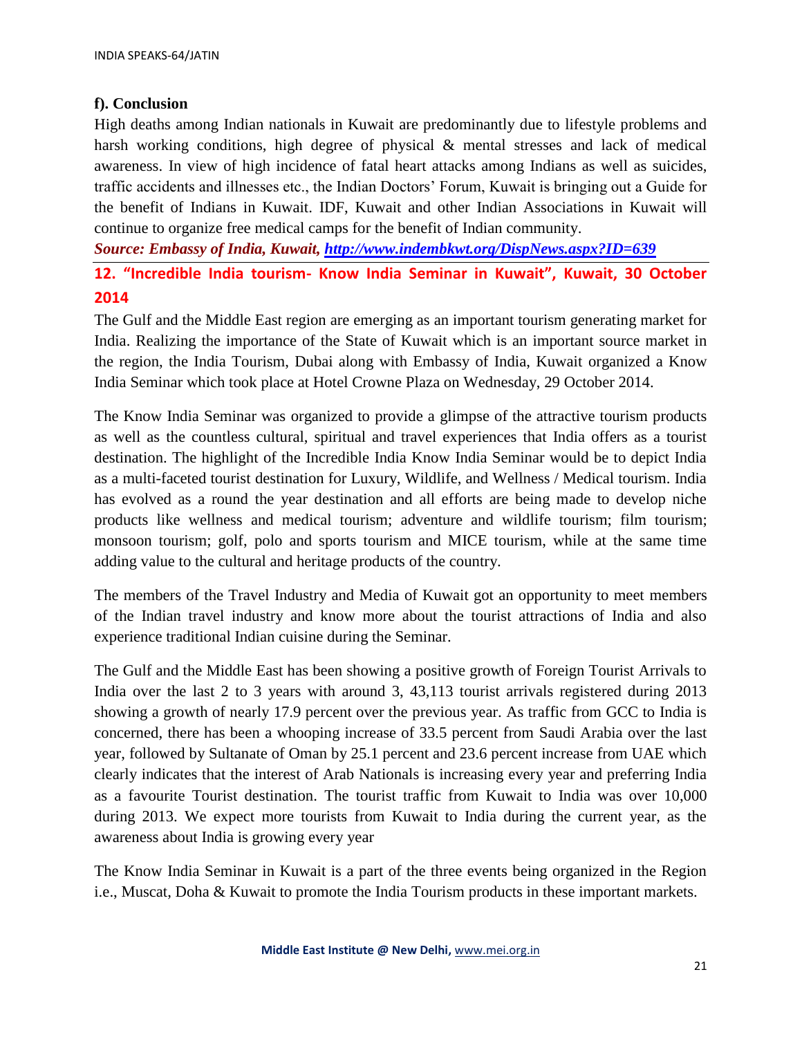### f). Conclusion

High deaths among Indian nationals in Kuwait are predominantly due to lifestyle problems and harsh working conditions, high degree of physical & mental stresses and lack of medical awareness. In view of high incidence of fatal heart attacks among Indians as well as suicides, traffic accidents and illnesses etc., the Indian Doctors' Forum, Kuwait is bringing out a Guide for the benefit of Indians in Kuwait. IDF, Kuwait and other Indian Associations in Kuwait will continue to organize free medical camps for the benefit of Indian community.

***Source: Embassy of India, Kuwait, [http://www.indembkwt.org/DispNews.aspx?ID=639](http://www.indembkwt.org/DispNews.aspx?ID=639)***

## 12. "Incredible India tourism- Know India Seminar in Kuwait", Kuwait, 30 October 2014

The Gulf and the Middle East region are emerging as an important tourism generating market for India. Realizing the importance of the State of Kuwait which is an important source market in the region, the India Tourism, Dubai along with Embassy of India, Kuwait organized a Know India Seminar which took place at Hotel Crowne Plaza on Wednesday, 29 October 2014.

The Know India Seminar was organized to provide a glimpse of the attractive tourism products as well as the countless cultural, spiritual and travel experiences that India offers as a tourist destination. The highlight of the Incredible India Know India Seminar would be to depict India as a multi-faceted tourist destination for Luxury, Wildlife, and Wellness / Medical tourism. India has evolved as a round the year destination and all efforts are being made to develop niche products like wellness and medical tourism; adventure and wildlife tourism; film tourism; monsoon tourism; golf, polo and sports tourism and MICE tourism, while at the same time adding value to the cultural and heritage products of the country.

The members of the Travel Industry and Media of Kuwait got an opportunity to meet members of the Indian travel industry and know more about the tourist attractions of India and also experience traditional Indian cuisine during the Seminar.

The Gulf and the Middle East has been showing a positive growth of Foreign Tourist Arrivals to India over the last 2 to 3 years with around 3, 43,113 tourist arrivals registered during 2013 showing a growth of nearly 17.9 percent over the previous year. As traffic from GCC to India is concerned, there has been a whooping increase of 33.5 percent from Saudi Arabia over the last year, followed by Sultanate of Oman by 25.1 percent and 23.6 percent increase from UAE which clearly indicates that the interest of Arab Nationals is increasing every year and preferring India as a favourite Tourist destination. The tourist traffic from Kuwait to India was over 10,000 during 2013. We expect more tourists from Kuwait to India during the current year, as the awareness about India is growing every year

The Know India Seminar in Kuwait is a part of the three events being organized in the Region i.e., Muscat, Doha & Kuwait to promote the India Tourism products in these important markets.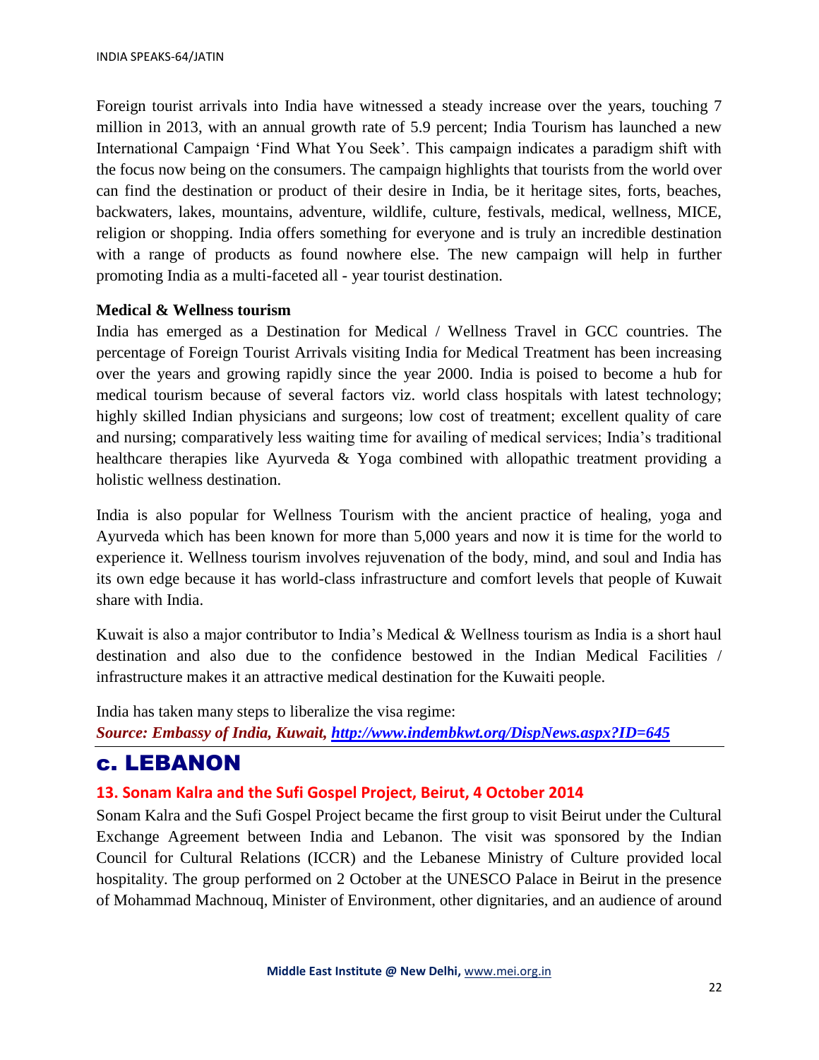Foreign tourist arrivals into India have witnessed a steady increase over the years, touching 7 million in 2013, with an annual growth rate of 5.9 percent; India Tourism has launched a new International Campaign 'Find What You Seek'. This campaign indicates a paradigm shift with the focus now being on the consumers. The campaign highlights that tourists from the world over can find the destination or product of their desire in India, be it heritage sites, forts, beaches, backwaters, lakes, mountains, adventure, wildlife, culture, festivals, medical, wellness, MICE, religion or shopping. India offers something for everyone and is truly an incredible destination with a range of products as found nowhere else. The new campaign will help in further promoting India as a multi-faceted all - year tourist destination.

**Medical & Wellness tourism**

India has emerged as a Destination for Medical / Wellness Travel in GCC countries. The percentage of Foreign Tourist Arrivals visiting India for Medical Treatment has been increasing over the years and growing rapidly since the year 2000. India is poised to become a hub for medical tourism because of several factors viz. world class hospitals with latest technology; highly skilled Indian physicians and surgeons; low cost of treatment; excellent quality of care and nursing; comparatively less waiting time for availing of medical services; India's traditional healthcare therapies like Ayurveda & Yoga combined with allopathic treatment providing a holistic wellness destination.

India is also popular for Wellness Tourism with the ancient practice of healing, yoga and Ayurveda which has been known for more than 5,000 years and now it is time for the world to experience it. Wellness tourism involves rejuvenation of the body, mind, and soul and India has its own edge because it has world-class infrastructure and comfort levels that people of Kuwait share with India.

Kuwait is also a major contributor to India's Medical & Wellness tourism as India is a short haul destination and also due to the confidence bestowed in the Indian Medical Facilities / infrastructure makes it an attractive medical destination for the Kuwaiti people.

India has taken many steps to liberalize the visa regime:

***Source: Embassy of India, Kuwait, http://www.indembkwt.org/DispNews.aspx?ID=645***

---

## c. LEBANON

### 13. Sonam Kalra and the Sufi Gospel Project, Beirut, 4 October 2014

Sonam Kalra and the Sufi Gospel Project became the first group to visit Beirut under the Cultural Exchange Agreement between India and Lebanon. The visit was sponsored by the Indian Council for Cultural Relations (ICCR) and the Lebanese Ministry of Culture provided local hospitality. The group performed on 2 October at the UNESCO Palace in Beirut in the presence of Mohammad Machnouq, Minister of Environment, other dignitaries, and an audience of around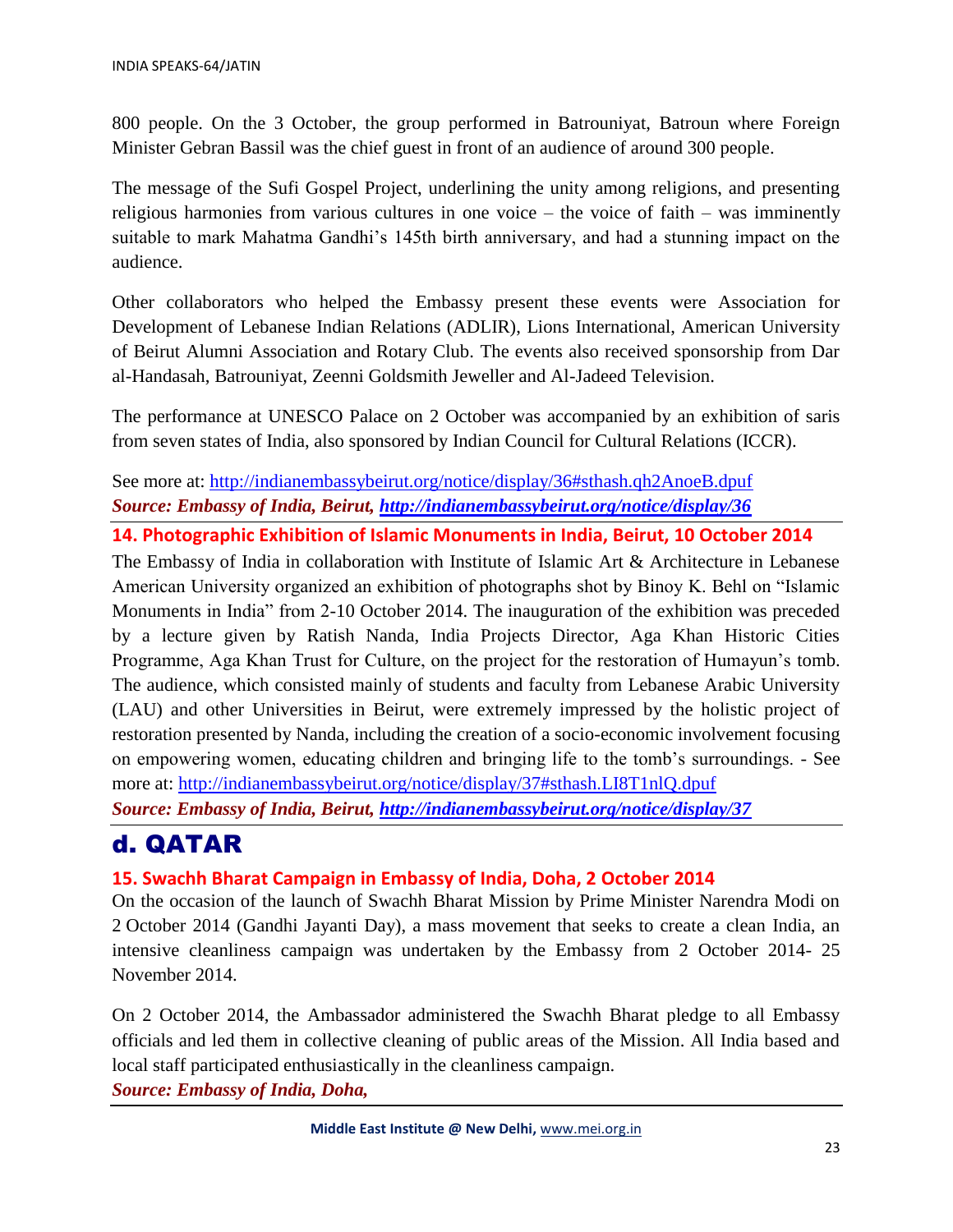800 people. On the 3 October, the group performed in Batrouniyat, Batroun where Foreign Minister Gebran Bassil was the chief guest in front of an audience of around 300 people.

The message of the Sufi Gospel Project, underlining the unity among religions, and presenting religious harmonies from various cultures in one voice – the voice of faith – was imminently suitable to mark Mahatma Gandhi's 145th birth anniversary, and had a stunning impact on the audience.

Other collaborators who helped the Embassy present these events were Association for Development of Lebanese Indian Relations (ADLIR), Lions International, American University of Beirut Alumni Association and Rotary Club. The events also received sponsorship from Dar al-Handasah, Batrouniyat, Zeenni Goldsmith Jeweller and Al-Jadeed Television.

The performance at UNESCO Palace on 2 October was accompanied by an exhibition of saris from seven states of India, also sponsored by Indian Council for Cultural Relations (ICCR).

See more at: http://indianembassybeirut.org/notice/display/36#sthash.qh2AnoeB.dpuf
***Source: Embassy of India, Beirut, http://indianembassybeirut.org/notice/display/36***

---

### 14. Photographic Exhibition of Islamic Monuments in India, Beirut, 10 October 2014

The Embassy of India in collaboration with Institute of Islamic Art & Architecture in Lebanese American University organized an exhibition of photographs shot by Binoy K. Behl on "Islamic Monuments in India" from 2-10 October 2014. The inauguration of the exhibition was preceded by a lecture given by Ratish Nanda, India Projects Director, Aga Khan Historic Cities Programme, Aga Khan Trust for Culture, on the project for the restoration of Humayun's tomb. The audience, which consisted mainly of students and faculty from Lebanese Arabic University (LAU) and other Universities in Beirut, were extremely impressed by the holistic project of restoration presented by Nanda, including the creation of a socio-economic involvement focusing on empowering women, educating children and bringing life to the tomb's surroundings. - See more at: http://indianembassybeirut.org/notice/display/37#sthash.LI8T1nlQ.dpuf
***Source: Embassy of India, Beirut, http://indianembassybeirut.org/notice/display/37***

---

## d. QATAR

### 15. Swachh Bharat Campaign in Embassy of India, Doha, 2 October 2014

On the occasion of the launch of Swachh Bharat Mission by Prime Minister Narendra Modi on 2 October 2014 (Gandhi Jayanti Day), a mass movement that seeks to create a clean India, an intensive cleanliness campaign was undertaken by the Embassy from 2 October 2014- 25 November 2014.

On 2 October 2014, the Ambassador administered the Swachh Bharat pledge to all Embassy officials and led them in collective cleaning of public areas of the Mission. All India based and local staff participated enthusiastically in the cleanliness campaign.
***Source: Embassy of India, Doha,***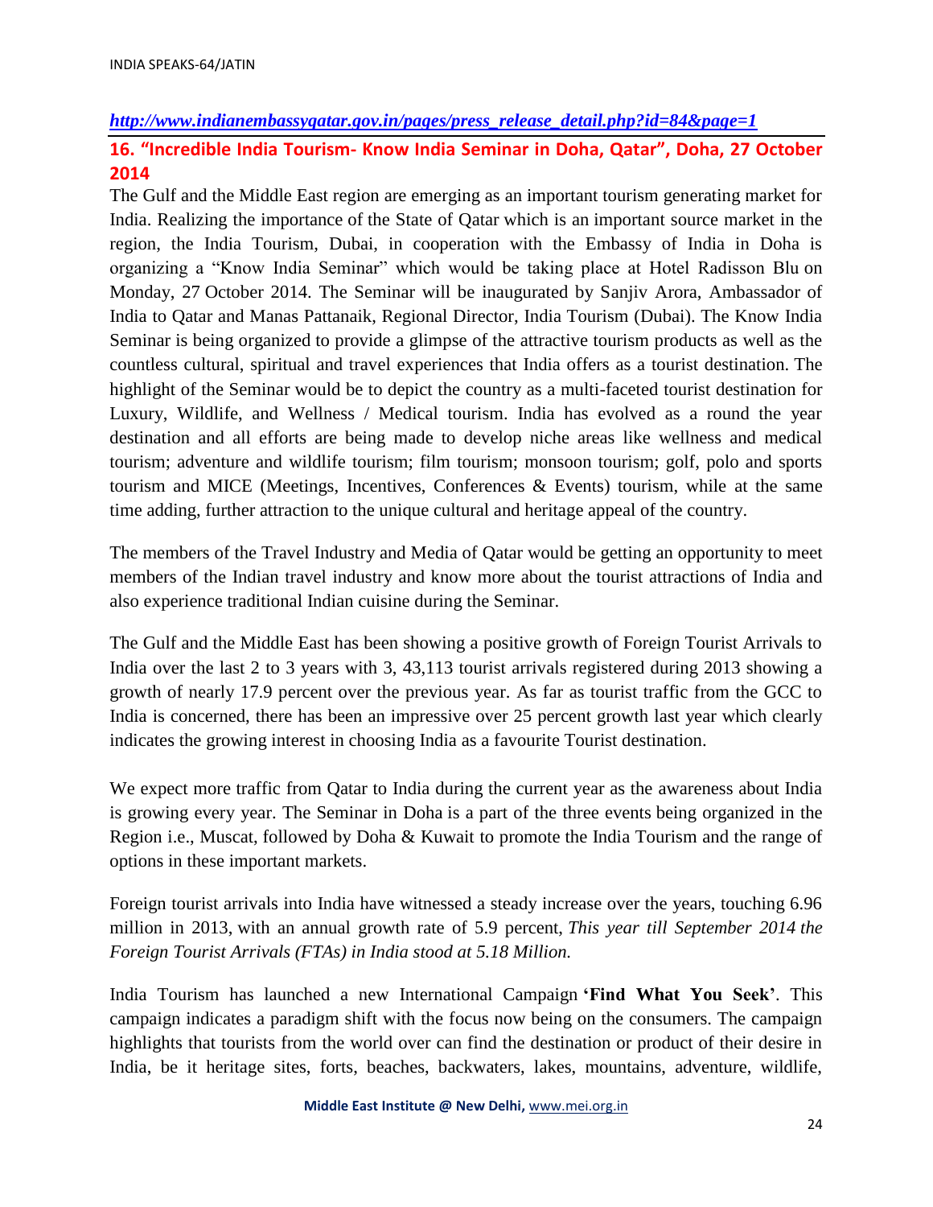*http://www.indianembassyqatar.gov.in/pages/press_release_detail.php?id=84&page=1*

## 16. "Incredible India Tourism- Know India Seminar in Doha, Qatar", Doha, 27 October 2014

The Gulf and the Middle East region are emerging as an important tourism generating market for India. Realizing the importance of the State of Qatar which is an important source market in the region, the India Tourism, Dubai, in cooperation with the Embassy of India in Doha is organizing a "Know India Seminar" which would be taking place at Hotel Radisson Blu on Monday, 27 October 2014. The Seminar will be inaugurated by Sanjiv Arora, Ambassador of India to Qatar and Manas Pattanaik, Regional Director, India Tourism (Dubai). The Know India Seminar is being organized to provide a glimpse of the attractive tourism products as well as the countless cultural, spiritual and travel experiences that India offers as a tourist destination. The highlight of the Seminar would be to depict the country as a multi-faceted tourist destination for Luxury, Wildlife, and Wellness / Medical tourism. India has evolved as a round the year destination and all efforts are being made to develop niche areas like wellness and medical tourism; adventure and wildlife tourism; film tourism; monsoon tourism; golf, polo and sports tourism and MICE (Meetings, Incentives, Conferences & Events) tourism, while at the same time adding, further attraction to the unique cultural and heritage appeal of the country.

The members of the Travel Industry and Media of Qatar would be getting an opportunity to meet members of the Indian travel industry and know more about the tourist attractions of India and also experience traditional Indian cuisine during the Seminar.

The Gulf and the Middle East has been showing a positive growth of Foreign Tourist Arrivals to India over the last 2 to 3 years with 3, 43,113 tourist arrivals registered during 2013 showing a growth of nearly 17.9 percent over the previous year. As far as tourist traffic from the GCC to India is concerned, there has been an impressive over 25 percent growth last year which clearly indicates the growing interest in choosing India as a favourite Tourist destination.

We expect more traffic from Qatar to India during the current year as the awareness about India is growing every year. The Seminar in Doha is a part of the three events being organized in the Region i.e., Muscat, followed by Doha & Kuwait to promote the India Tourism and the range of options in these important markets.

Foreign tourist arrivals into India have witnessed a steady increase over the years, touching 6.96 million in 2013, with an annual growth rate of 5.9 percent, *This year till September 2014 the Foreign Tourist Arrivals (FTAs) in India stood at 5.18 Million.*

India Tourism has launched a new International Campaign **'Find What You Seek'**. This campaign indicates a paradigm shift with the focus now being on the consumers. The campaign highlights that tourists from the world over can find the destination or product of their desire in India, be it heritage sites, forts, beaches, backwaters, lakes, mountains, adventure, wildlife,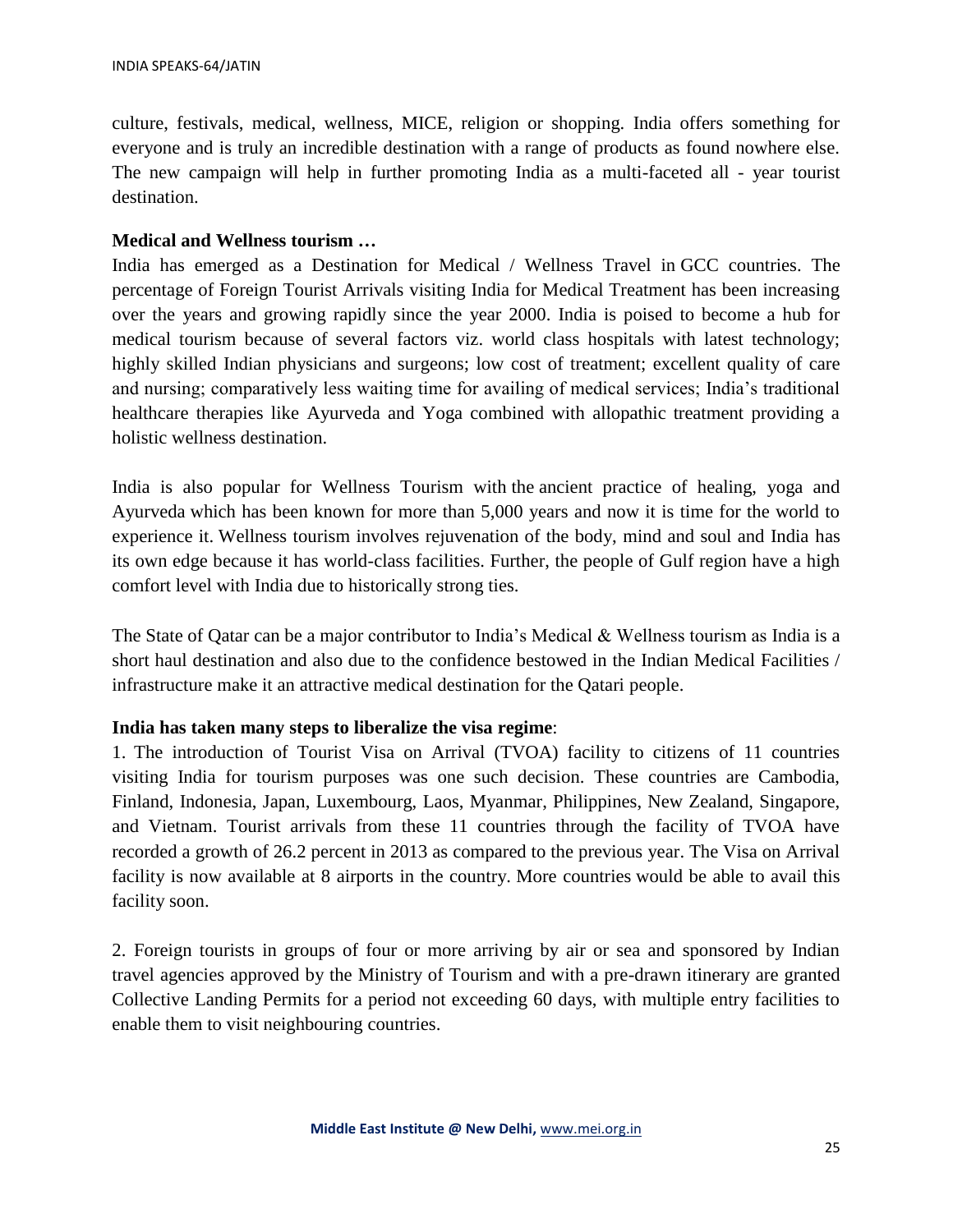culture, festivals, medical, wellness, MICE, religion or shopping. India offers something for everyone and is truly an incredible destination with a range of products as found nowhere else. The new campaign will help in further promoting India as a multi-faceted all - year tourist destination.

**Medical and Wellness tourism …**

India has emerged as a Destination for Medical / Wellness Travel in GCC countries. The percentage of Foreign Tourist Arrivals visiting India for Medical Treatment has been increasing over the years and growing rapidly since the year 2000. India is poised to become a hub for medical tourism because of several factors viz. world class hospitals with latest technology; highly skilled Indian physicians and surgeons; low cost of treatment; excellent quality of care and nursing; comparatively less waiting time for availing of medical services; India's traditional healthcare therapies like Ayurveda and Yoga combined with allopathic treatment providing a holistic wellness destination.

India is also popular for Wellness Tourism with the ancient practice of healing, yoga and Ayurveda which has been known for more than 5,000 years and now it is time for the world to experience it. Wellness tourism involves rejuvenation of the body, mind and soul and India has its own edge because it has world-class facilities. Further, the people of Gulf region have a high comfort level with India due to historically strong ties.

The State of Qatar can be a major contributor to India's Medical & Wellness tourism as India is a short haul destination and also due to the confidence bestowed in the Indian Medical Facilities / infrastructure make it an attractive medical destination for the Qatari people.

**India has taken many steps to liberalize the visa regime**:

1. The introduction of Tourist Visa on Arrival (TVOA) facility to citizens of 11 countries visiting India for tourism purposes was one such decision. These countries are Cambodia, Finland, Indonesia, Japan, Luxembourg, Laos, Myanmar, Philippines, New Zealand, Singapore, and Vietnam. Tourist arrivals from these 11 countries through the facility of TVOA have recorded a growth of 26.2 percent in 2013 as compared to the previous year. The Visa on Arrival facility is now available at 8 airports in the country. More countries would be able to avail this facility soon.

2. Foreign tourists in groups of four or more arriving by air or sea and sponsored by Indian travel agencies approved by the Ministry of Tourism and with a pre-drawn itinerary are granted Collective Landing Permits for a period not exceeding 60 days, with multiple entry facilities to enable them to visit neighbouring countries.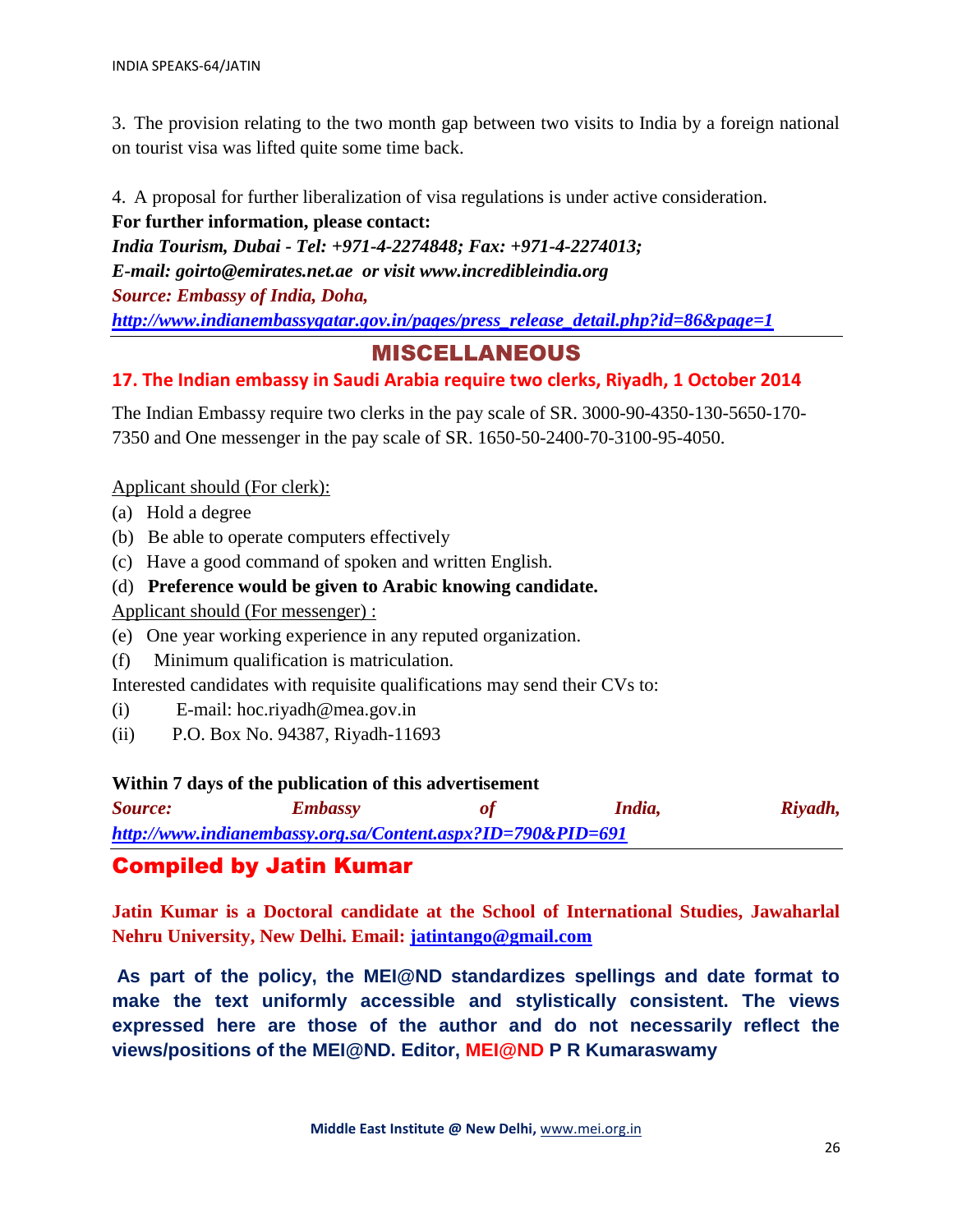3. The provision relating to the two month gap between two visits to India by a foreign national on tourist visa was lifted quite some time back.

4. A proposal for further liberalization of visa regulations is under active consideration.

**For further information, please contact:**

***India Tourism, Dubai - Tel: +971-4-2274848; Fax: +971-4-2274013;***

***E-mail: goirto@emirates.net.ae or visit www.incredibleindia.org***

***Source: Embassy of India, Doha,***

***http://www.indianembassyqatar.gov.in/pages/press_release_detail.php?id=86&page=1***

## MISCELLANEOUS

### 17. The Indian embassy in Saudi Arabia require two clerks, Riyadh, 1 October 2014

The Indian Embassy require two clerks in the pay scale of SR. 3000-90-4350-130-5650-170-7350 and One messenger in the pay scale of SR. 1650-50-2400-70-3100-95-4050.

Applicant should (For clerk):

(a) Hold a degree

(b) Be able to operate computers effectively

(c) Have a good command of spoken and written English.

(d) **Preference would be given to Arabic knowing candidate.**

Applicant should (For messenger) :

(e) One year working experience in any reputed organization.

(f) Minimum qualification is matriculation.

Interested candidates with requisite qualifications may send their CVs to:

(i) E-mail: hoc.riyadh@mea.gov.in

(ii) P.O. Box No. 94387, Riyadh-11693

**Within 7 days of the publication of this advertisement**

***Source: Embassy of India, Riyadh, http://www.indianembassy.org.sa/Content.aspx?ID=790&PID=691***

## Compiled by Jatin Kumar

**Jatin Kumar is a Doctoral candidate at the School of International Studies, Jawaharlal Nehru University, New Delhi. Email: jatintango@gmail.com**

**As part of the policy, the MEI@ND standardizes spellings and date format to make the text uniformly accessible and stylistically consistent. The views expressed here are those of the author and do not necessarily reflect the views/positions of the MEI@ND. Editor, MEI@ND P R Kumaraswamy**